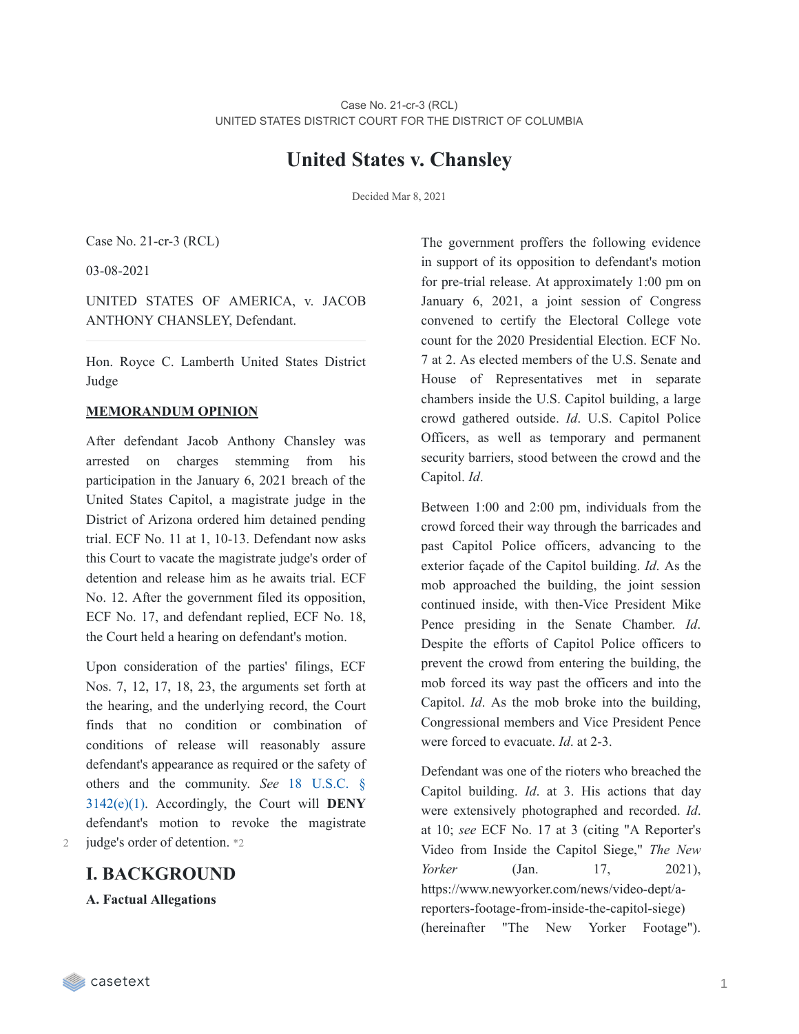Case No. 21-cr-3 (RCL)
UNITED STATES DISTRICT COURT FOR THE DISTRICT OF COLUMBIA

# United States v. Chansley

Decided Mar 8, 2021

Case No. 21-cr-3 (RCL)

03-08-2021

UNITED STATES OF AMERICA, v. JACOB ANTHONY CHANSLEY, Defendant.

Hon. Royce C. Lamberth United States District Judge

**MEMORANDUM OPINION**

After defendant Jacob Anthony Chansley was arrested on charges stemming from his participation in the January 6, 2021 breach of the United States Capitol, a magistrate judge in the District of Arizona ordered him detained pending trial. ECF No. 11 at 1, 10-13. Defendant now asks this Court to vacate the magistrate judge's order of detention and release him as he awaits trial. ECF No. 12. After the government filed its opposition, ECF No. 17, and defendant replied, ECF No. 18, the Court held a hearing on defendant's motion.

Upon consideration of the parties' filings, ECF Nos. 7, 12, 17, 18, 23, the arguments set forth at the hearing, and the underlying record, the Court finds that no condition or combination of conditions of release will reasonably assure defendant's appearance as required or the safety of others and the community. *See* 18 U.S.C. § 3142(e)(1). Accordingly, the Court will **DENY** defendant's motion to revoke the magistrate judge's order of detention. *2

## I. BACKGROUND

### A. Factual Allegations

The government proffers the following evidence in support of its opposition to defendant's motion for pre-trial release. At approximately 1:00 pm on January 6, 2021, a joint session of Congress convened to certify the Electoral College vote count for the 2020 Presidential Election. ECF No. 7 at 2. As elected members of the U.S. Senate and House of Representatives met in separate chambers inside the U.S. Capitol building, a large crowd gathered outside. *Id*. U.S. Capitol Police Officers, as well as temporary and permanent security barriers, stood between the crowd and the Capitol. *Id*.

Between 1:00 and 2:00 pm, individuals from the crowd forced their way through the barricades and past Capitol Police officers, advancing to the exterior façade of the Capitol building. *Id*. As the mob approached the building, the joint session continued inside, with then-Vice President Mike Pence presiding in the Senate Chamber. *Id*. Despite the efforts of Capitol Police officers to prevent the crowd from entering the building, the mob forced its way past the officers and into the Capitol. *Id*. As the mob broke into the building, Congressional members and Vice President Pence were forced to evacuate. *Id*. at 2-3.

Defendant was one of the rioters who breached the Capitol building. *Id*. at 3. His actions that day were extensively photographed and recorded. *Id*. at 10; *see* ECF No. 17 at 3 (citing "A Reporter's Video from Inside the Capitol Siege," *The New Yorker* (Jan. 17, 2021), https://www.newyorker.com/news/video-dept/a-reporters-footage-from-inside-the-capitol-siege) (hereinafter "The New Yorker Footage").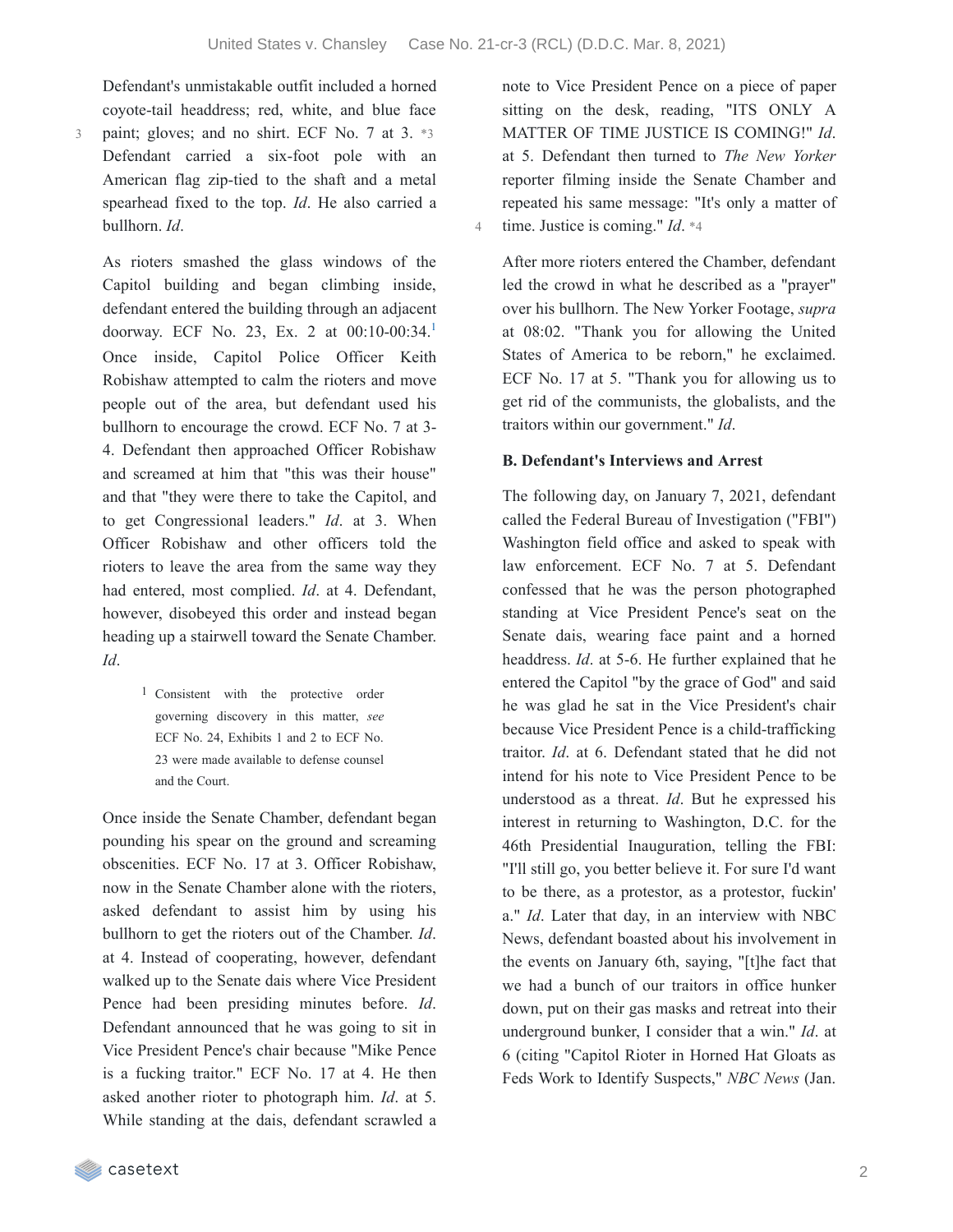Defendant's unmistakable outfit included a horned coyote-tail headdress; red, white, and blue face paint; gloves; and no shirt. ECF No. 7 at 3. *3 Defendant carried a six-foot pole with an American flag zip-tied to the shaft and a metal spearhead fixed to the top. *Id*. He also carried a bullhorn. *Id*.

As rioters smashed the glass windows of the Capitol building and began climbing inside, defendant entered the building through an adjacent doorway. ECF No. 23, Ex. 2 at 00:10-00:34.[1] Once inside, Capitol Police Officer Keith Robishaw attempted to calm the rioters and move people out of the area, but defendant used his bullhorn to encourage the crowd. ECF No. 7 at 3-4. Defendant then approached Officer Robishaw and screamed at him that "this was their house" and that "they were there to take the Capitol, and to get Congressional leaders." *Id*. at 3. When Officer Robishaw and other officers told the rioters to leave the area from the same way they had entered, most complied. *Id*. at 4. Defendant, however, disobeyed this order and instead began heading up a stairwell toward the Senate Chamber. *Id*.

[1] Consistent with the protective order governing discovery in this matter, *see* ECF No. 24, Exhibits 1 and 2 to ECF No. 23 were made available to defense counsel and the Court.

Once inside the Senate Chamber, defendant began pounding his spear on the ground and screaming obscenities. ECF No. 17 at 3. Officer Robishaw, now in the Senate Chamber alone with the rioters, asked defendant to assist him by using his bullhorn to get the rioters out of the Chamber. *Id*. at 4. Instead of cooperating, however, defendant walked up to the Senate dais where Vice President Pence had been presiding minutes before. *Id*. Defendant announced that he was going to sit in Vice President Pence's chair because "Mike Pence is a fucking traitor." ECF No. 17 at 4. He then asked another rioter to photograph him. *Id*. at 5. While standing at the dais, defendant scrawled a note to Vice President Pence on a piece of paper sitting on the desk, reading, "ITS ONLY A MATTER OF TIME JUSTICE IS COMING!" *Id*. at 5. Defendant then turned to *The New Yorker* reporter filming inside the Senate Chamber and repeated his same message: "It's only a matter of time. Justice is coming." *Id*. *4

After more rioters entered the Chamber, defendant led the crowd in what he described as a "prayer" over his bullhorn. The New Yorker Footage, *supra* at 08:02. "Thank you for allowing the United States of America to be reborn," he exclaimed. ECF No. 17 at 5. "Thank you for allowing us to get rid of the communists, the globalists, and the traitors within our government." *Id*.

**B. Defendant's Interviews and Arrest**

The following day, on January 7, 2021, defendant called the Federal Bureau of Investigation ("FBI") Washington field office and asked to speak with law enforcement. ECF No. 7 at 5. Defendant confessed that he was the person photographed standing at Vice President Pence's seat on the Senate dais, wearing face paint and a horned headdress. *Id*. at 5-6. He further explained that he entered the Capitol "by the grace of God" and said he was glad he sat in the Vice President's chair because Vice President Pence is a child-trafficking traitor. *Id*. at 6. Defendant stated that he did not intend for his note to Vice President Pence to be understood as a threat. *Id*. But he expressed his interest in returning to Washington, D.C. for the 46th Presidential Inauguration, telling the FBI: "I'll still go, you better believe it. For sure I'd want to be there, as a protestor, as a protestor, fuckin' a." *Id*. Later that day, in an interview with NBC News, defendant boasted about his involvement in the events on January 6th, saying, "[t]he fact that we had a bunch of our traitors in office hunker down, put on their gas masks and retreat into their underground bunker, I consider that a win." *Id*. at 6 (citing "Capitol Rioter in Horned Hat Gloats as Feds Work to Identify Suspects," *NBC News* (Jan.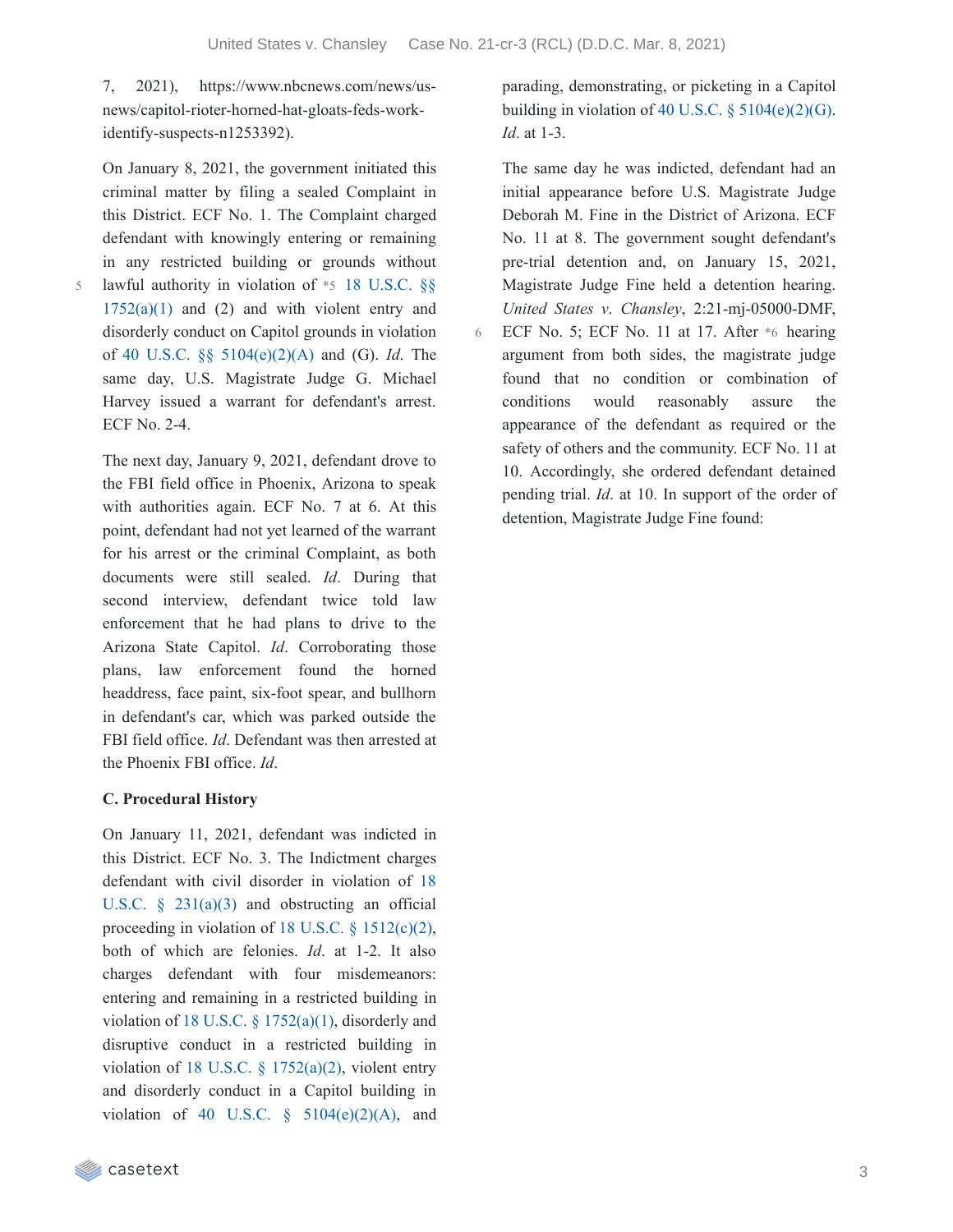7, 2021), https://www.nbcnews.com/news/us-news/capitol-rioter-horned-hat-gloats-feds-work-identify-suspects-n1253392).

On January 8, 2021, the government initiated this criminal matter by filing a sealed Complaint in this District. ECF No. 1. The Complaint charged defendant with knowingly entering or remaining in any restricted building or grounds without lawful authority in violation of *5 18 U.S.C. §§ 1752(a)(1) and (2) and with violent entry and disorderly conduct on Capitol grounds in violation of 40 U.S.C. §§ 5104(e)(2)(A) and (G). *Id*. The same day, U.S. Magistrate Judge G. Michael Harvey issued a warrant for defendant's arrest. ECF No. 2-4.

The next day, January 9, 2021, defendant drove to the FBI field office in Phoenix, Arizona to speak with authorities again. ECF No. 7 at 6. At this point, defendant had not yet learned of the warrant for his arrest or the criminal Complaint, as both documents were still sealed. *Id*. During that second interview, defendant twice told law enforcement that he had plans to drive to the Arizona State Capitol. *Id*. Corroborating those plans, law enforcement found the horned headdress, face paint, six-foot spear, and bullhorn in defendant's car, which was parked outside the FBI field office. *Id*. Defendant was then arrested at the Phoenix FBI office. *Id*.

**C. Procedural History**

On January 11, 2021, defendant was indicted in this District. ECF No. 3. The Indictment charges defendant with civil disorder in violation of 18 U.S.C. § 231(a)(3) and obstructing an official proceeding in violation of 18 U.S.C. § 1512(c)(2), both of which are felonies. *Id*. at 1-2. It also charges defendant with four misdemeanors: entering and remaining in a restricted building in violation of 18 U.S.C. § 1752(a)(1), disorderly and disruptive conduct in a restricted building in violation of 18 U.S.C. § 1752(a)(2), violent entry and disorderly conduct in a Capitol building in violation of 40 U.S.C. § 5104(e)(2)(A), and parading, demonstrating, or picketing in a Capitol building in violation of 40 U.S.C. § 5104(e)(2)(G). *Id*. at 1-3.

The same day he was indicted, defendant had an initial appearance before U.S. Magistrate Judge Deborah M. Fine in the District of Arizona. ECF No. 11 at 8. The government sought defendant's pre-trial detention and, on January 15, 2021, Magistrate Judge Fine held a detention hearing. *United States v. Chansley*, 2:21-mj-05000-DMF, ECF No. 5; ECF No. 11 at 17. After *6 hearing argument from both sides, the magistrate judge found that no condition or combination of conditions would reasonably assure the appearance of the defendant as required or the safety of others and the community. ECF No. 11 at 10. Accordingly, she ordered defendant detained pending trial. *Id*. at 10. In support of the order of detention, Magistrate Judge Fine found: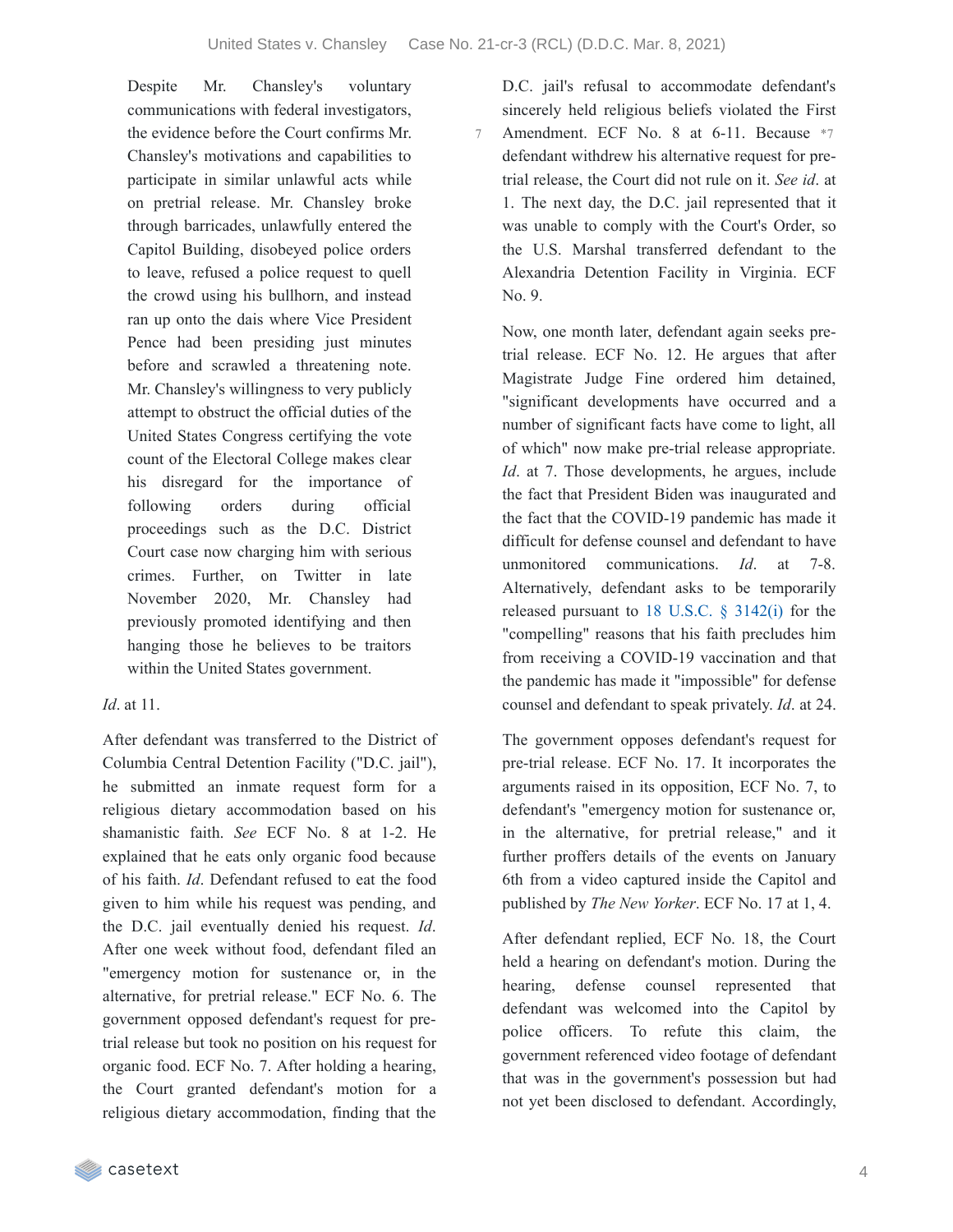> Despite Mr. Chansley's voluntary communications with federal investigators, the evidence before the Court confirms Mr. Chansley's motivations and capabilities to participate in similar unlawful acts while on pretrial release. Mr. Chansley broke through barricades, unlawfully entered the Capitol Building, disobeyed police orders to leave, refused a police request to quell the crowd using his bullhorn, and instead ran up onto the dais where Vice President Pence had been presiding just minutes before and scrawled a threatening note. Mr. Chansley's willingness to very publicly attempt to obstruct the official duties of the United States Congress certifying the vote count of the Electoral College makes clear his disregard for the importance of following orders during official proceedings such as the D.C. District Court case now charging him with serious crimes. Further, on Twitter in late November 2020, Mr. Chansley had previously promoted identifying and then hanging those he believes to be traitors within the United States government.

*Id*. at 11.

After defendant was transferred to the District of Columbia Central Detention Facility ("D.C. jail"), he submitted an inmate request form for a religious dietary accommodation based on his shamanistic faith. *See* ECF No. 8 at 1-2. He explained that he eats only organic food because of his faith. *Id*. Defendant refused to eat the food given to him while his request was pending, and the D.C. jail eventually denied his request. *Id*. After one week without food, defendant filed an "emergency motion for sustenance or, in the alternative, for pretrial release." ECF No. 6. The government opposed defendant's request for pre-trial release but took no position on his request for organic food. ECF No. 7. After holding a hearing, the Court granted defendant's motion for a religious dietary accommodation, finding that the D.C. jail's refusal to accommodate defendant's sincerely held religious beliefs violated the First Amendment. ECF No. 8 at 6-11. Because *7 defendant withdrew his alternative request for pre-trial release, the Court did not rule on it. *See id*. at 1. The next day, the D.C. jail represented that it was unable to comply with the Court's Order, so the U.S. Marshal transferred defendant to the Alexandria Detention Facility in Virginia. ECF No. 9.

Now, one month later, defendant again seeks pre-trial release. ECF No. 12. He argues that after Magistrate Judge Fine ordered him detained, "significant developments have occurred and a number of significant facts have come to light, all of which" now make pre-trial release appropriate. *Id*. at 7. Those developments, he argues, include the fact that President Biden was inaugurated and the fact that the COVID-19 pandemic has made it difficult for defense counsel and defendant to have unmonitored communications. *Id*. at 7-8. Alternatively, defendant asks to be temporarily released pursuant to 18 U.S.C. § 3142(i) for the "compelling" reasons that his faith precludes him from receiving a COVID-19 vaccination and that the pandemic has made it "impossible" for defense counsel and defendant to speak privately. *Id*. at 24.

The government opposes defendant's request for pre-trial release. ECF No. 17. It incorporates the arguments raised in its opposition, ECF No. 7, to defendant's "emergency motion for sustenance or, in the alternative, for pretrial release," and it further proffers details of the events on January 6th from a video captured inside the Capitol and published by *The New Yorker*. ECF No. 17 at 1, 4.

After defendant replied, ECF No. 18, the Court held a hearing on defendant's motion. During the hearing, defense counsel represented that defendant was welcomed into the Capitol by police officers. To refute this claim, the government referenced video footage of defendant that was in the government's possession but had not yet been disclosed to defendant. Accordingly,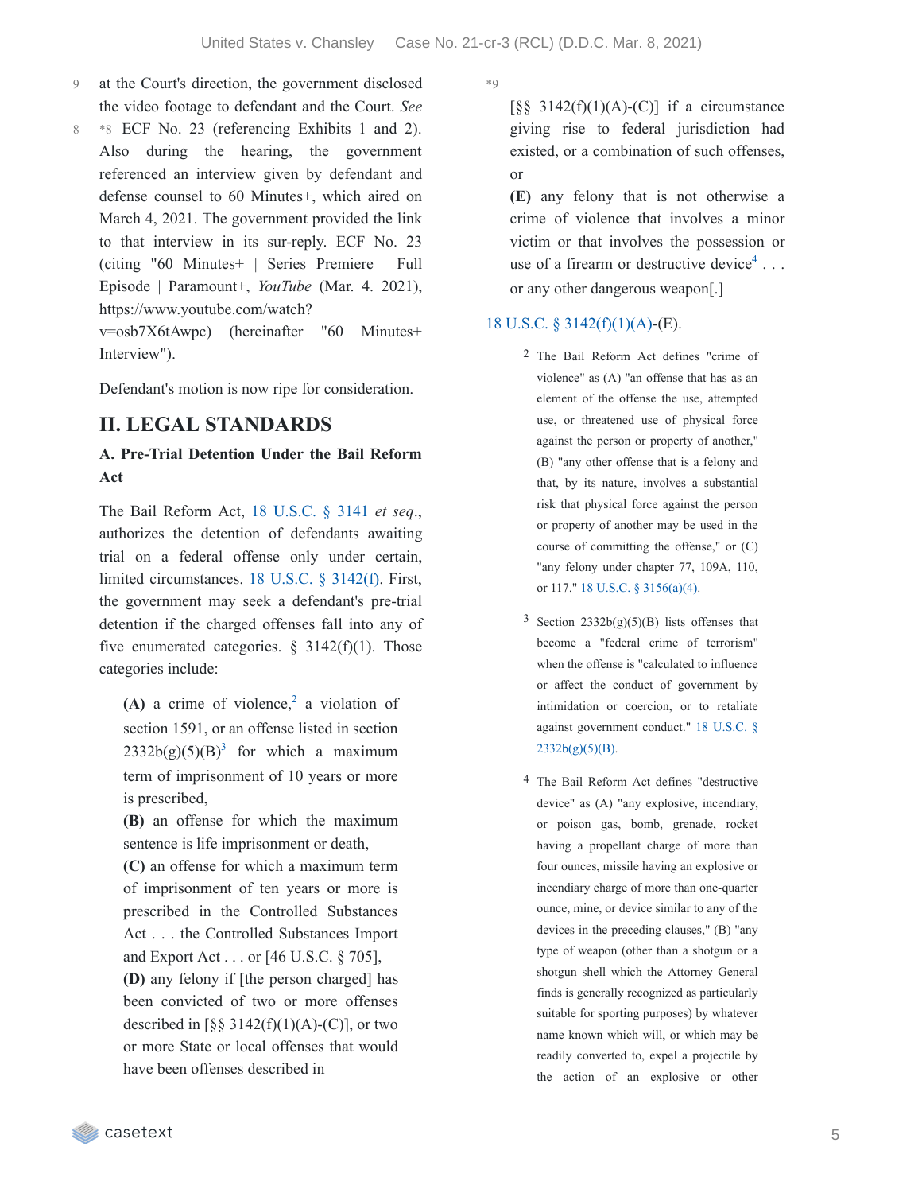at the Court's direction, the government disclosed the video footage to defendant and the Court. *See* *8 ECF No. 23 (referencing Exhibits 1 and 2). Also during the hearing, the government referenced an interview given by defendant and defense counsel to 60 Minutes+, which aired on March 4, 2021. The government provided the link to that interview in its sur-reply. ECF No. 23 (citing "60 Minutes+ | Series Premiere | Full Episode | Paramount+, *YouTube* (Mar. 4. 2021), https://www.youtube.com/watch?v=osb7X6tAwpc) (hereinafter "60 Minutes+ Interview").

Defendant's motion is now ripe for consideration.

## II. LEGAL STANDARDS

### A. Pre-Trial Detention Under the Bail Reform Act

The Bail Reform Act, 18 U.S.C. § 3141 *et seq*., authorizes the detention of defendants awaiting trial on a federal offense only under certain, limited circumstances. 18 U.S.C. § 3142(f). First, the government may seek a defendant's pre-trial detention if the charged offenses fall into any of five enumerated categories. § 3142(f)(1). Those categories include:

> **(A)** a crime of violence,[2] a violation of section 1591, or an offense listed in section 2332b(g)(5)(B)[3] for which a maximum term of imprisonment of 10 years or more is prescribed,
> **(B)** an offense for which the maximum sentence is life imprisonment or death,
> **(C)** an offense for which a maximum term of imprisonment of ten years or more is prescribed in the Controlled Substances Act . . . the Controlled Substances Import and Export Act . . . or [46 U.S.C. § 705],
> **(D)** any felony if [the person charged] has been convicted of two or more offenses described in [§§ 3142(f)(1)(A)-(C)], or two or more State or local offenses that would have been offenses described in *9 [§§ 3142(f)(1)(A)-(C)] if a circumstance giving rise to federal jurisdiction had existed, or a combination of such offenses, or
> **(E)** any felony that is not otherwise a crime of violence that involves a minor victim or that involves the possession or use of a firearm or destructive device[4] . . . or any other dangerous weapon[.]

18 U.S.C. § 3142(f)(1)(A)-(E).

[2] The Bail Reform Act defines "crime of violence" as (A) "an offense that has as an element of the offense the use, attempted use, or threatened use of physical force against the person or property of another," (B) "any other offense that is a felony and that, by its nature, involves a substantial risk that physical force against the person or property of another may be used in the course of committing the offense," or (C) "any felony under chapter 77, 109A, 110, or 117." 18 U.S.C. § 3156(a)(4).

[3] Section 2332b(g)(5)(B) lists offenses that become a "federal crime of terrorism" when the offense is "calculated to influence or affect the conduct of government by intimidation or coercion, or to retaliate against government conduct." 18 U.S.C. § 2332b(g)(5)(B).

[4] The Bail Reform Act defines "destructive device" as (A) "any explosive, incendiary, or poison gas, bomb, grenade, rocket having a propellant charge of more than four ounces, missile having an explosive or incendiary charge of more than one-quarter ounce, mine, or device similar to any of the devices in the preceding clauses," (B) "any type of weapon (other than a shotgun or a shotgun shell which the Attorney General finds is generally recognized as particularly suitable for sporting purposes) by whatever name known which will, or which may be readily converted to, expel a projectile by the action of an explosive or other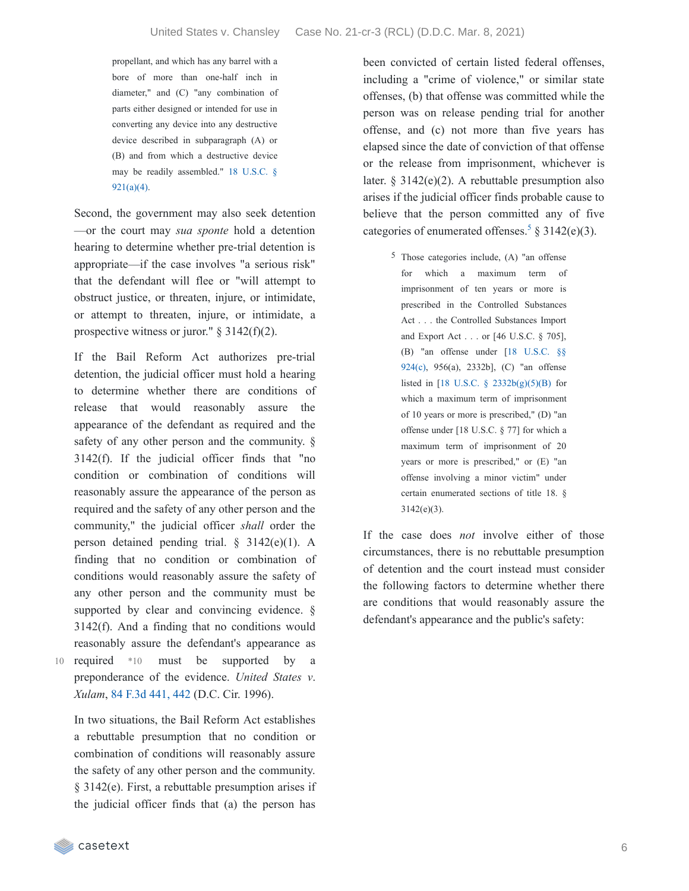propellant, and which has any barrel with a bore of more than one-half inch in diameter," and (C) "any combination of parts either designed or intended for use in converting any device into any destructive device described in subparagraph (A) or (B) and from which a destructive device may be readily assembled." 18 U.S.C. § 921(a)(4).

Second, the government may also seek detention —or the court may *sua sponte* hold a detention hearing to determine whether pre-trial detention is appropriate—if the case involves "a serious risk" that the defendant will flee or "will attempt to obstruct justice, or threaten, injure, or intimidate, or attempt to threaten, injure, or intimidate, a prospective witness or juror." § 3142(f)(2).

If the Bail Reform Act authorizes pre-trial detention, the judicial officer must hold a hearing to determine whether there are conditions of release that would reasonably assure the appearance of the defendant as required and the safety of any other person and the community. § 3142(f). If the judicial officer finds that "no condition or combination of conditions will reasonably assure the appearance of the person as required and the safety of any other person and the community," the judicial officer *shall* order the person detained pending trial. § 3142(e)(1). A finding that no condition or combination of conditions would reasonably assure the safety of any other person and the community must be supported by clear and convincing evidence. § 3142(f). And a finding that no conditions would reasonably assure the defendant's appearance as required *10 must be supported by a preponderance of the evidence. *United States v. Xulam*, 84 F.3d 441, 442 (D.C. Cir. 1996).

In two situations, the Bail Reform Act establishes a rebuttable presumption that no condition or combination of conditions will reasonably assure the safety of any other person and the community. § 3142(e). First, a rebuttable presumption arises if the judicial officer finds that (a) the person has been convicted of certain listed federal offenses, including a "crime of violence," or similar state offenses, (b) that offense was committed while the person was on release pending trial for another offense, and (c) not more than five years has elapsed since the date of conviction of that offense or the release from imprisonment, whichever is later. § 3142(e)(2). A rebuttable presumption also arises if the judicial officer finds probable cause to believe that the person committed any of five categories of enumerated offenses.[5] § 3142(e)(3).

[5] Those categories include, (A) "an offense for which a maximum term of imprisonment of ten years or more is prescribed in the Controlled Substances Act . . . the Controlled Substances Import and Export Act . . . or [46 U.S.C. § 705], (B) "an offense under [18 U.S.C. §§ 924(c), 956(a), 2332b], (C) "an offense listed in [18 U.S.C. § 2332b(g)(5)(B) for which a maximum term of imprisonment of 10 years or more is prescribed," (D) "an offense under [18 U.S.C. § 77] for which a maximum term of imprisonment of 20 years or more is prescribed," or (E) "an offense involving a minor victim" under certain enumerated sections of title 18. § 3142(e)(3).

If the case does *not* involve either of those circumstances, there is no rebuttable presumption of detention and the court instead must consider the following factors to determine whether there are conditions that would reasonably assure the defendant's appearance and the public's safety: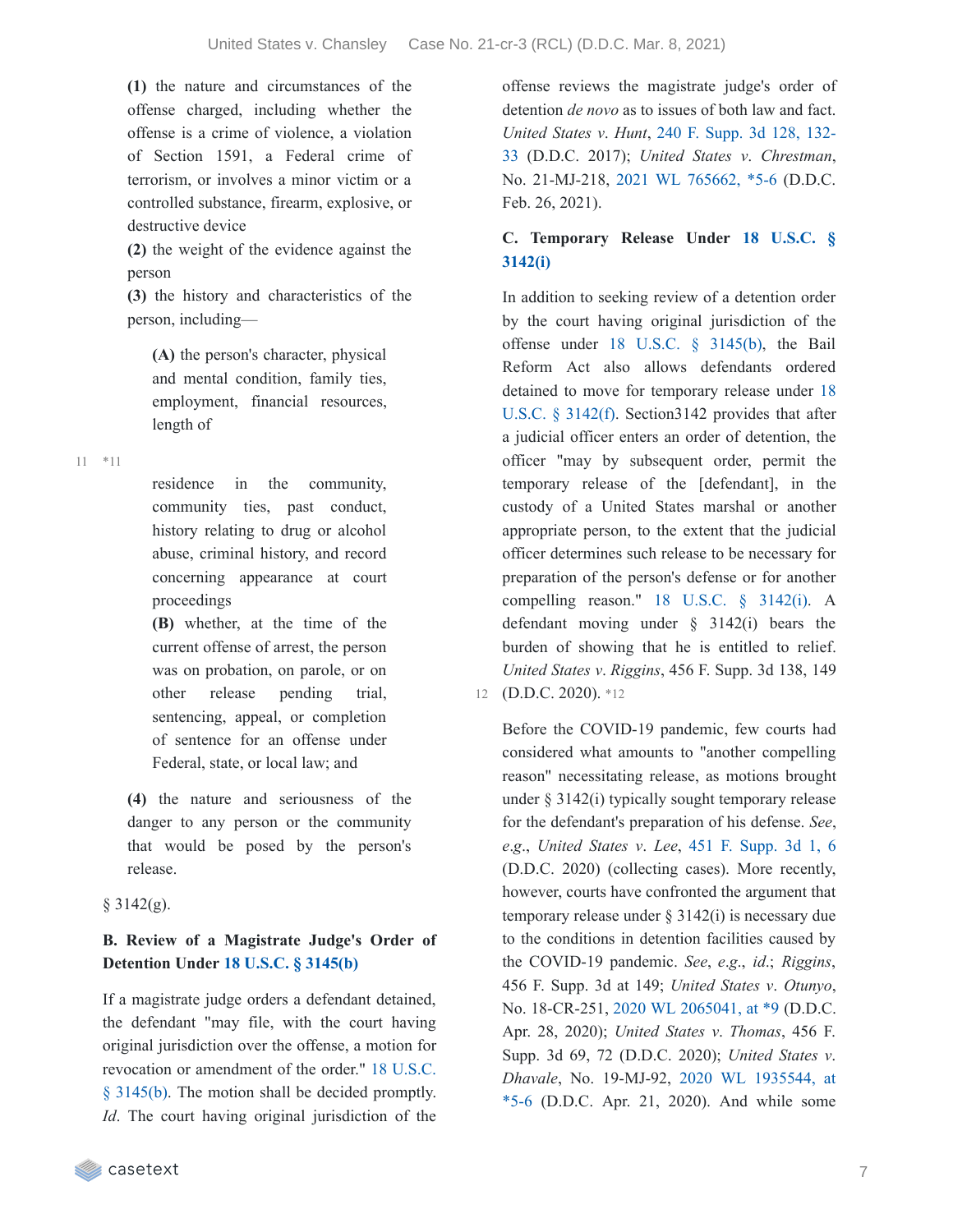**(1)** the nature and circumstances of the offense charged, including whether the offense is a crime of violence, a violation of Section 1591, a Federal crime of terrorism, or involves a minor victim or a controlled substance, firearm, explosive, or destructive device

**(2)** the weight of the evidence against the person

**(3)** the history and characteristics of the person, including—

> **(A)** the person's character, physical and mental condition, family ties, employment, financial resources, length of residence in the community, community ties, past conduct, history relating to drug or alcohol abuse, criminal history, and record concerning appearance at court proceedings
>
> **(B)** whether, at the time of the current offense of arrest, the person was on probation, on parole, or on other release pending trial, sentencing, appeal, or completion of sentence for an offense under Federal, state, or local law; and

**(4)** the nature and seriousness of the danger to any person or the community that would be posed by the person's release.

§ 3142(g).

**B. Review of a Magistrate Judge's Order of Detention Under 18 U.S.C. § 3145(b)**

If a magistrate judge orders a defendant detained, the defendant "may file, with the court having original jurisdiction over the offense, a motion for revocation or amendment of the order." 18 U.S.C. § 3145(b). The motion shall be decided promptly. *Id*. The court having original jurisdiction of the offense reviews the magistrate judge's order of detention *de novo* as to issues of both law and fact. *United States v. Hunt*, 240 F. Supp. 3d 128, 132-33 (D.D.C. 2017); *United States v. Chrestman*, No. 21-MJ-218, 2021 WL 765662, *5-6 (D.D.C. Feb. 26, 2021).

**C. Temporary Release Under 18 U.S.C. § 3142(i)**

In addition to seeking review of a detention order by the court having original jurisdiction of the offense under 18 U.S.C. § 3145(b), the Bail Reform Act also allows defendants ordered detained to move for temporary release under 18 U.S.C. § 3142(f). Section3142 provides that after a judicial officer enters an order of detention, the officer "may by subsequent order, permit the temporary release of the [defendant], in the custody of a United States marshal or another appropriate person, to the extent that the judicial officer determines such release to be necessary for preparation of the person's defense or for another compelling reason." 18 U.S.C. § 3142(i). A defendant moving under § 3142(i) bears the burden of showing that he is entitled to relief. *United States v. Riggins*, 456 F. Supp. 3d 138, 149 (D.D.C. 2020).

Before the COVID-19 pandemic, few courts had considered what amounts to "another compelling reason" necessitating release, as motions brought under § 3142(i) typically sought temporary release for the defendant's preparation of his defense. *See, e.g.*, *United States v. Lee*, 451 F. Supp. 3d 1, 6 (D.D.C. 2020) (collecting cases). More recently, however, courts have confronted the argument that temporary release under § 3142(i) is necessary due to the conditions in detention facilities caused by the COVID-19 pandemic. *See, e.g.*, *id.*; *Riggins*, 456 F. Supp. 3d at 149; *United States v. Otunyo*, No. 18-CR-251, 2020 WL 2065041, at *9 (D.D.C. Apr. 28, 2020); *United States v. Thomas*, 456 F. Supp. 3d 69, 72 (D.D.C. 2020); *United States v. Dhavale*, No. 19-MJ-92, 2020 WL 1935544, at *5-6 (D.D.C. Apr. 21, 2020). And while some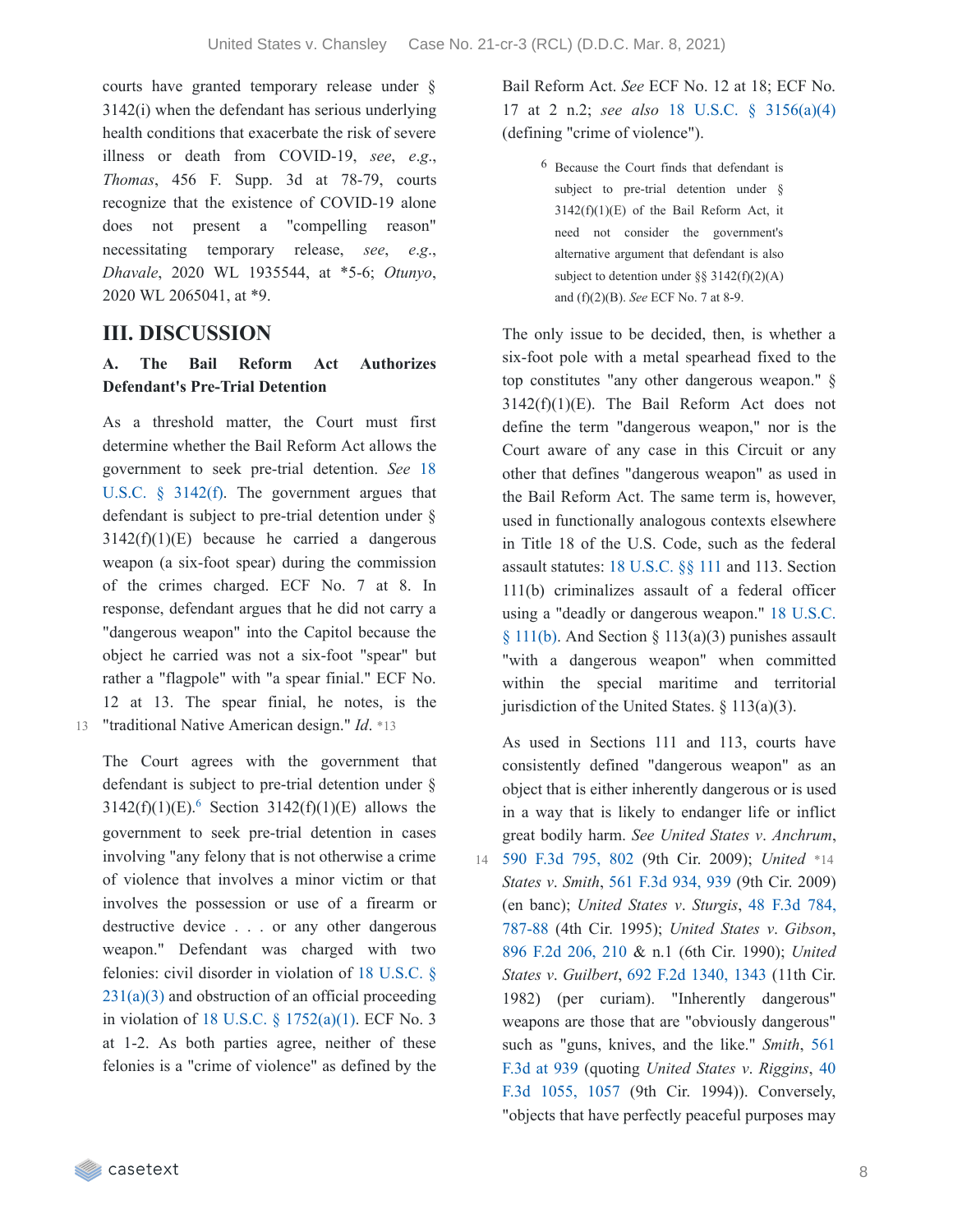courts have granted temporary release under § 3142(i) when the defendant has serious underlying health conditions that exacerbate the risk of severe illness or death from COVID-19, *see*, *e.g.*, *Thomas*, 456 F. Supp. 3d at 78-79, courts recognize that the existence of COVID-19 alone does not present a "compelling reason" necessitating temporary release, *see*, *e.g.*, *Dhavale*, 2020 WL 1935544, at *5-6; *Otunyo*, 2020 WL 2065041, at *9.

## III. DISCUSSION

### A. The Bail Reform Act Authorizes Defendant's Pre-Trial Detention

As a threshold matter, the Court must first determine whether the Bail Reform Act allows the government to seek pre-trial detention. *See* 18 U.S.C. § 3142(f). The government argues that defendant is subject to pre-trial detention under § 3142(f)(1)(E) because he carried a dangerous weapon (a six-foot spear) during the commission of the crimes charged. ECF No. 7 at 8. In response, defendant argues that he did not carry a "dangerous weapon" into the Capitol because the object he carried was not a six-foot "spear" but rather a "flagpole" with "a spear finial." ECF No. 12 at 13. The spear finial, he notes, is the "traditional Native American design." *Id.* *13

The Court agrees with the government that defendant is subject to pre-trial detention under § 3142(f)(1)(E).[6] Section 3142(f)(1)(E) allows the government to seek pre-trial detention in cases involving "any felony that is not otherwise a crime of violence that involves a minor victim or that involves the possession or use of a firearm or destructive device . . . or any other dangerous weapon." Defendant was charged with two felonies: civil disorder in violation of 18 U.S.C. § 231(a)(3) and obstruction of an official proceeding in violation of 18 U.S.C. § 1752(a)(1). ECF No. 3 at 1-2. As both parties agree, neither of these felonies is a "crime of violence" as defined by the Bail Reform Act. *See* ECF No. 12 at 18; ECF No. 17 at 2 n.2; *see also* 18 U.S.C. § 3156(a)(4) (defining "crime of violence").

> [6] Because the Court finds that defendant is subject to pre-trial detention under § 3142(f)(1)(E) of the Bail Reform Act, it need not consider the government's alternative argument that defendant is also subject to detention under §§ 3142(f)(2)(A) and (f)(2)(B). *See* ECF No. 7 at 8-9.

The only issue to be decided, then, is whether a six-foot pole with a metal spearhead fixed to the top constitutes "any other dangerous weapon." § 3142(f)(1)(E). The Bail Reform Act does not define the term "dangerous weapon," nor is the Court aware of any case in this Circuit or any other that defines "dangerous weapon" as used in the Bail Reform Act. The same term is, however, used in functionally analogous contexts elsewhere in Title 18 of the U.S. Code, such as the federal assault statutes: 18 U.S.C. §§ 111 and 113. Section 111(b) criminalizes assault of a federal officer using a "deadly or dangerous weapon." 18 U.S.C. § 111(b). And Section § 113(a)(3) punishes assault "with a dangerous weapon" when committed within the special maritime and territorial jurisdiction of the United States. § 113(a)(3).

As used in Sections 111 and 113, courts have consistently defined "dangerous weapon" as an object that is either inherently dangerous or is used in a way that is likely to endanger life or inflict great bodily harm. *See United States v. Anchrum*, 590 F.3d 795, 802 (9th Cir. 2009); *United* *14 *States v. Smith*, 561 F.3d 934, 939 (9th Cir. 2009) (en banc); *United States v. Sturgis*, 48 F.3d 784, 787-88 (4th Cir. 1995); *United States v. Gibson*, 896 F.2d 206, 210 & n.1 (6th Cir. 1990); *United States v. Guilbert*, 692 F.2d 1340, 1343 (11th Cir. 1982) (per curiam). "Inherently dangerous" weapons are those that are "obviously dangerous" such as "guns, knives, and the like." *Smith*, 561 F.3d at 939 (quoting *United States v. Riggins*, 40 F.3d 1055, 1057 (9th Cir. 1994)). Conversely, "objects that have perfectly peaceful purposes may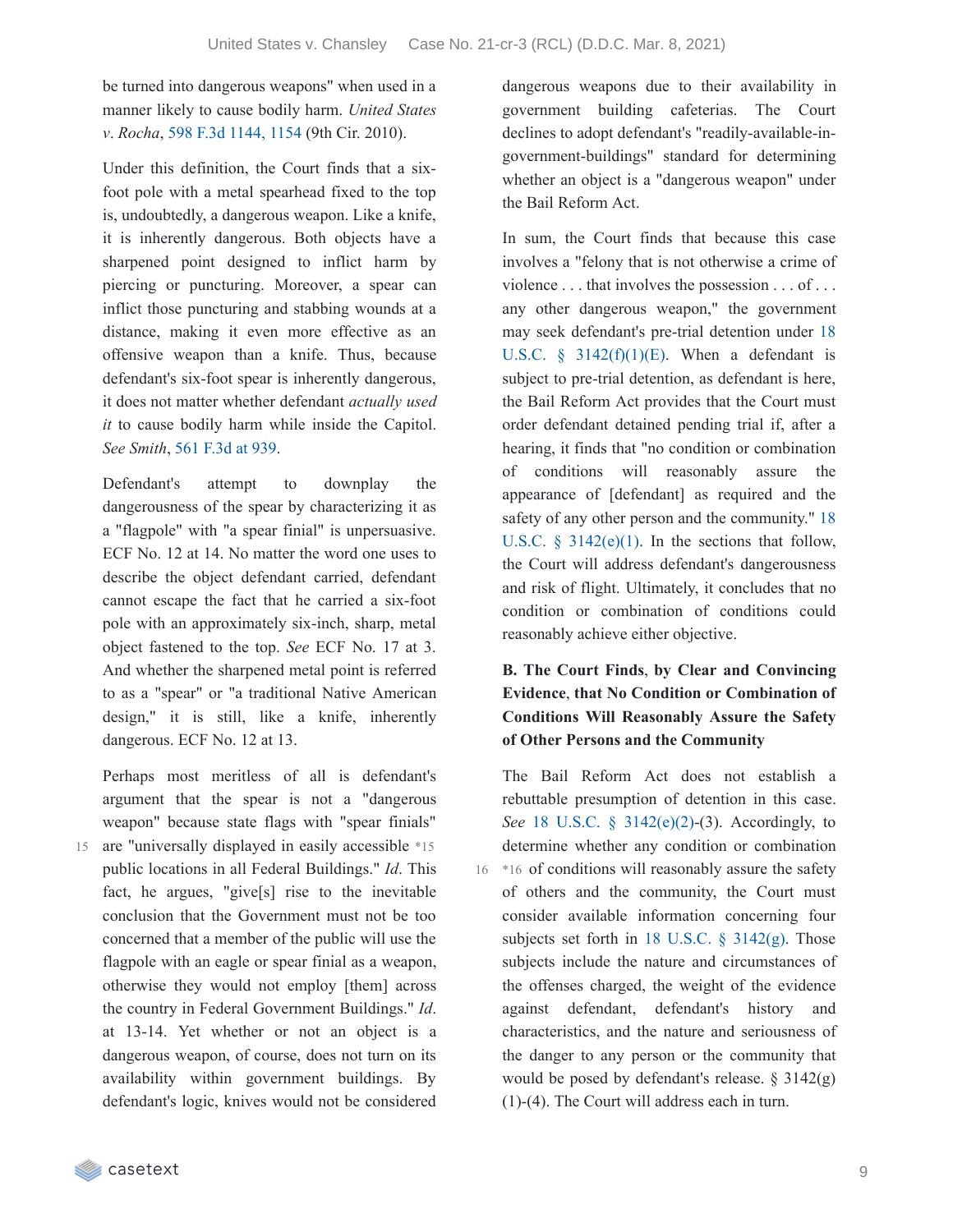be turned into dangerous weapons" when used in a manner likely to cause bodily harm. *United States v. Rocha*, 598 F.3d 1144, 1154 (9th Cir. 2010).

Under this definition, the Court finds that a six-foot pole with a metal spearhead fixed to the top is, undoubtedly, a dangerous weapon. Like a knife, it is inherently dangerous. Both objects have a sharpened point designed to inflict harm by piercing or puncturing. Moreover, a spear can inflict those puncturing and stabbing wounds at a distance, making it even more effective as an offensive weapon than a knife. Thus, because defendant's six-foot spear is inherently dangerous, it does not matter whether defendant *actually used it* to cause bodily harm while inside the Capitol. *See Smith*, 561 F.3d at 939.

Defendant's attempt to downplay the dangerousness of the spear by characterizing it as a "flagpole" with "a spear finial" is unpersuasive. ECF No. 12 at 14. No matter the word one uses to describe the object defendant carried, defendant cannot escape the fact that he carried a six-foot pole with an approximately six-inch, sharp, metal object fastened to the top. *See* ECF No. 17 at 3. And whether the sharpened metal point is referred to as a "spear" or "a traditional Native American design," it is still, like a knife, inherently dangerous. ECF No. 12 at 13.

Perhaps most meritless of all is defendant's argument that the spear is not a "dangerous weapon" because state flags with "spear finials" are "universally displayed in easily accessible *15 public locations in all Federal Buildings." *Id*. This fact, he argues, "give[s] rise to the inevitable conclusion that the Government must not be too concerned that a member of the public will use the flagpole with an eagle or spear finial as a weapon, otherwise they would not employ [them] across the country in Federal Government Buildings." *Id*. at 13-14. Yet whether or not an object is a dangerous weapon, of course, does not turn on its availability within government buildings. By defendant's logic, knives would not be considered dangerous weapons due to their availability in government building cafeterias. The Court declines to adopt defendant's "readily-available-in-government-buildings" standard for determining whether an object is a "dangerous weapon" under the Bail Reform Act.

In sum, the Court finds that because this case involves a "felony that is not otherwise a crime of violence . . . that involves the possession . . . of . . . any other dangerous weapon," the government may seek defendant's pre-trial detention under 18 U.S.C. § 3142(f)(1)(E). When a defendant is subject to pre-trial detention, as defendant is here, the Bail Reform Act provides that the Court must order defendant detained pending trial if, after a hearing, it finds that "no condition or combination of conditions will reasonably assure the appearance of [defendant] as required and the safety of any other person and the community." 18 U.S.C. § 3142(e)(1). In the sections that follow, the Court will address defendant's dangerousness and risk of flight. Ultimately, it concludes that no condition or combination of conditions could reasonably achieve either objective.

**B. The Court Finds, by Clear and Convincing Evidence, that No Condition or Combination of Conditions Will Reasonably Assure the Safety of Other Persons and the Community**

The Bail Reform Act does not establish a rebuttable presumption of detention in this case. *See* 18 U.S.C. § 3142(e)(2)-(3). Accordingly, to determine whether any condition or combination *16 of conditions will reasonably assure the safety of others and the community, the Court must consider available information concerning four subjects set forth in 18 U.S.C. § 3142(g). Those subjects include the nature and circumstances of the offenses charged, the weight of the evidence against defendant, defendant's history and characteristics, and the nature and seriousness of the danger to any person or the community that would be posed by defendant's release. § 3142(g)(1)-(4). The Court will address each in turn.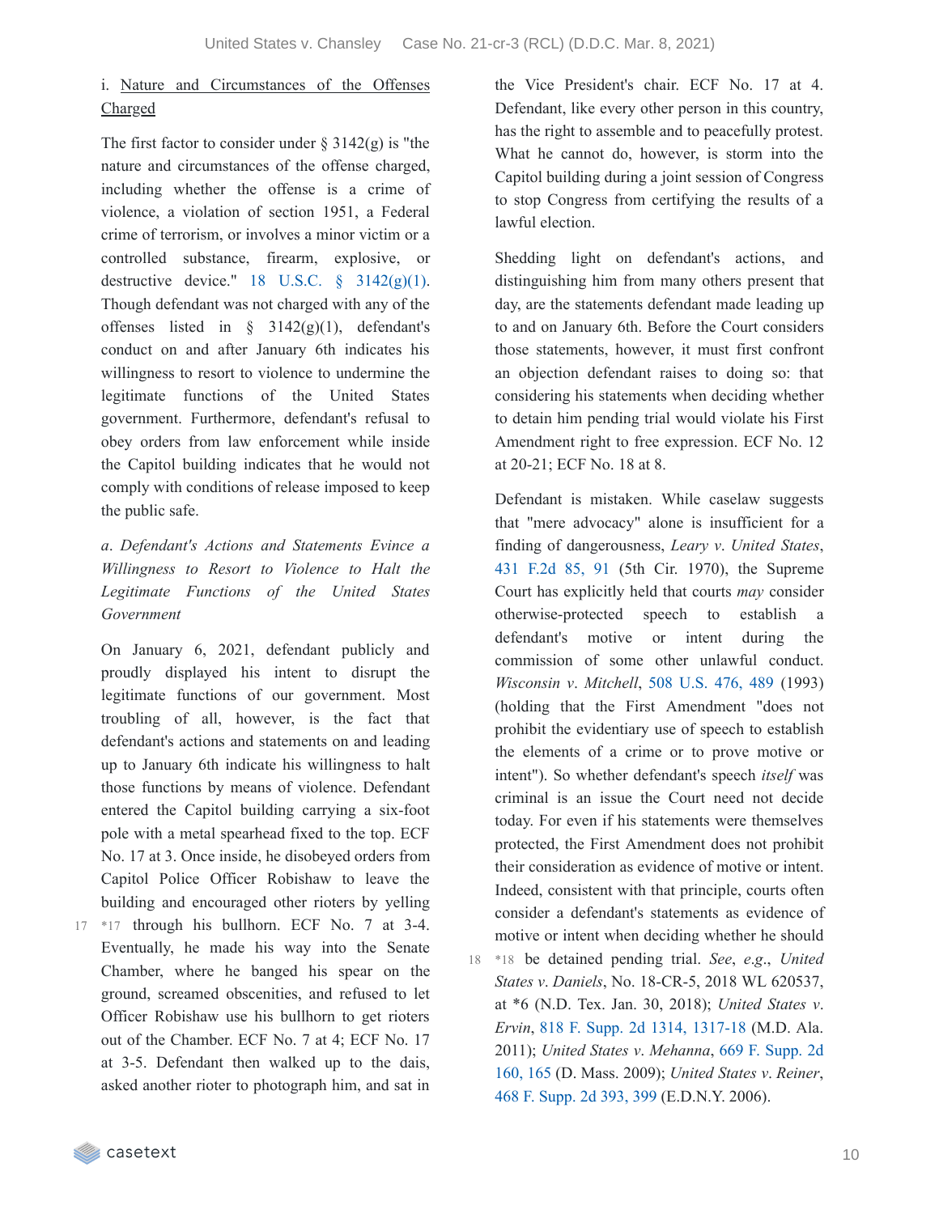i. Nature and Circumstances of the Offenses Charged

The first factor to consider under § 3142(g) is "the nature and circumstances of the offense charged, including whether the offense is a crime of violence, a violation of section 1951, a Federal crime of terrorism, or involves a minor victim or a controlled substance, firearm, explosive, or destructive device." 18 U.S.C. § 3142(g)(1). Though defendant was not charged with any of the offenses listed in § 3142(g)(1), defendant's conduct on and after January 6th indicates his willingness to resort to violence to undermine the legitimate functions of the United States government. Furthermore, defendant's refusal to obey orders from law enforcement while inside the Capitol building indicates that he would not comply with conditions of release imposed to keep the public safe.

*a. Defendant's Actions and Statements Evince a Willingness to Resort to Violence to Halt the Legitimate Functions of the United States Government*

On January 6, 2021, defendant publicly and proudly displayed his intent to disrupt the legitimate functions of our government. Most troubling of all, however, is the fact that defendant's actions and statements on and leading up to January 6th indicate his willingness to halt those functions by means of violence. Defendant entered the Capitol building carrying a six-foot pole with a metal spearhead fixed to the top. ECF No. 17 at 3. Once inside, he disobeyed orders from Capitol Police Officer Robishaw to leave the building and encouraged other rioters by yelling *17 through his bullhorn. ECF No. 7 at 3-4. Eventually, he made his way into the Senate Chamber, where he banged his spear on the ground, screamed obscenities, and refused to let Officer Robishaw use his bullhorn to get rioters out of the Chamber. ECF No. 7 at 4; ECF No. 17 at 3-5. Defendant then walked up to the dais, asked another rioter to photograph him, and sat in the Vice President's chair. ECF No. 17 at 4. Defendant, like every other person in this country, has the right to assemble and to peacefully protest. What he cannot do, however, is storm into the Capitol building during a joint session of Congress to stop Congress from certifying the results of a lawful election.

Shedding light on defendant's actions, and distinguishing him from many others present that day, are the statements defendant made leading up to and on January 6th. Before the Court considers those statements, however, it must first confront an objection defendant raises to doing so: that considering his statements when deciding whether to detain him pending trial would violate his First Amendment right to free expression. ECF No. 12 at 20-21; ECF No. 18 at 8.

Defendant is mistaken. While caselaw suggests that "mere advocacy" alone is insufficient for a finding of dangerousness, *Leary v. United States*, 431 F.2d 85, 91 (5th Cir. 1970), the Supreme Court has explicitly held that courts *may* consider otherwise-protected speech to establish a defendant's motive or intent during the commission of some other unlawful conduct. *Wisconsin v. Mitchell*, 508 U.S. 476, 489 (1993) (holding that the First Amendment "does not prohibit the evidentiary use of speech to establish the elements of a crime or to prove motive or intent"). So whether defendant's speech *itself* was criminal is an issue the Court need not decide today. For even if his statements were themselves protected, the First Amendment does not prohibit their consideration as evidence of motive or intent. Indeed, consistent with that principle, courts often consider a defendant's statements as evidence of motive or intent when deciding whether he should *18 be detained pending trial. *See, e.g.*, *United States v. Daniels*, No. 18-CR-5, 2018 WL 620537, at *6 (N.D. Tex. Jan. 30, 2018); *United States v. Ervin*, 818 F. Supp. 2d 1314, 1317-18 (M.D. Ala. 2011); *United States v. Mehanna*, 669 F. Supp. 2d 160, 165 (D. Mass. 2009); *United States v. Reiner*, 468 F. Supp. 2d 393, 399 (E.D.N.Y. 2006).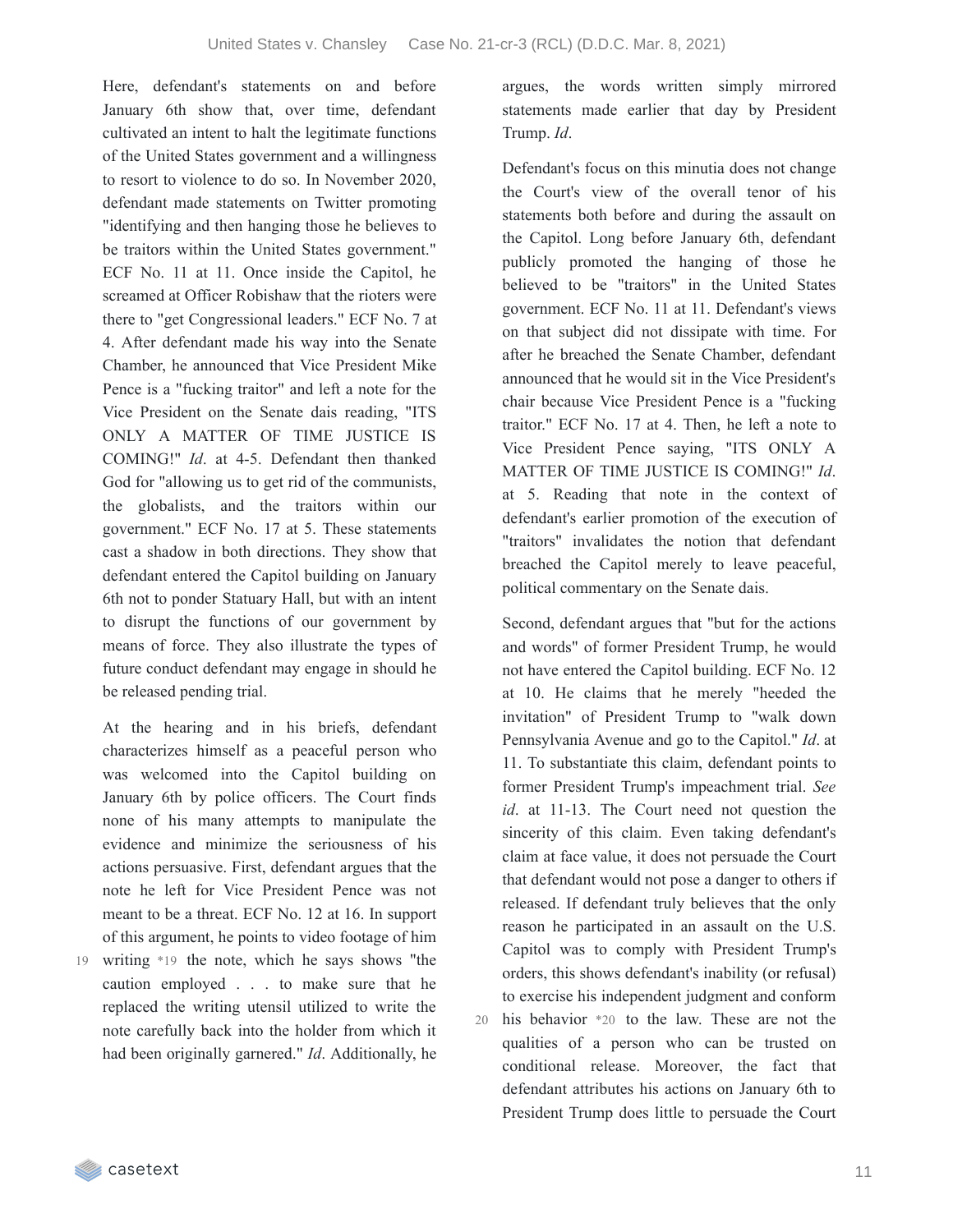Here, defendant's statements on and before January 6th show that, over time, defendant cultivated an intent to halt the legitimate functions of the United States government and a willingness to resort to violence to do so. In November 2020, defendant made statements on Twitter promoting "identifying and then hanging those he believes to be traitors within the United States government." ECF No. 11 at 11. Once inside the Capitol, he screamed at Officer Robishaw that the rioters were there to "get Congressional leaders." ECF No. 7 at 4. After defendant made his way into the Senate Chamber, he announced that Vice President Mike Pence is a "fucking traitor" and left a note for the Vice President on the Senate dais reading, "ITS ONLY A MATTER OF TIME JUSTICE IS COMING!" *Id*. at 4-5. Defendant then thanked God for "allowing us to get rid of the communists, the globalists, and the traitors within our government." ECF No. 17 at 5. These statements cast a shadow in both directions. They show that defendant entered the Capitol building on January 6th not to ponder Statuary Hall, but with an intent to disrupt the functions of our government by means of force. They also illustrate the types of future conduct defendant may engage in should he be released pending trial.

At the hearing and in his briefs, defendant characterizes himself as a peaceful person who was welcomed into the Capitol building on January 6th by police officers. The Court finds none of his many attempts to manipulate the evidence and minimize the seriousness of his actions persuasive. First, defendant argues that the note he left for Vice President Pence was not meant to be a threat. ECF No. 12 at 16. In support of this argument, he points to video footage of him writing *19 the note, which he says shows "the caution employed . . . to make sure that he replaced the writing utensil utilized to write the note carefully back into the holder from which it had been originally garnered." *Id*. Additionally, he argues, the words written simply mirrored statements made earlier that day by President Trump. *Id*.

Defendant's focus on this minutia does not change the Court's view of the overall tenor of his statements both before and during the assault on the Capitol. Long before January 6th, defendant publicly promoted the hanging of those he believed to be "traitors" in the United States government. ECF No. 11 at 11. Defendant's views on that subject did not dissipate with time. For after he breached the Senate Chamber, defendant announced that he would sit in the Vice President's chair because Vice President Pence is a "fucking traitor." ECF No. 17 at 4. Then, he left a note to Vice President Pence saying, "ITS ONLY A MATTER OF TIME JUSTICE IS COMING!" *Id*. at 5. Reading that note in the context of defendant's earlier promotion of the execution of "traitors" invalidates the notion that defendant breached the Capitol merely to leave peaceful, political commentary on the Senate dais.

Second, defendant argues that "but for the actions and words" of former President Trump, he would not have entered the Capitol building. ECF No. 12 at 10. He claims that he merely "heeded the invitation" of President Trump to "walk down Pennsylvania Avenue and go to the Capitol." *Id*. at 11. To substantiate this claim, defendant points to former President Trump's impeachment trial. *See id*. at 11-13. The Court need not question the sincerity of this claim. Even taking defendant's claim at face value, it does not persuade the Court that defendant would not pose a danger to others if released. If defendant truly believes that the only reason he participated in an assault on the U.S. Capitol was to comply with President Trump's orders, this shows defendant's inability (or refusal) to exercise his independent judgment and conform his behavior *20 to the law. These are not the qualities of a person who can be trusted on conditional release. Moreover, the fact that defendant attributes his actions on January 6th to President Trump does little to persuade the Court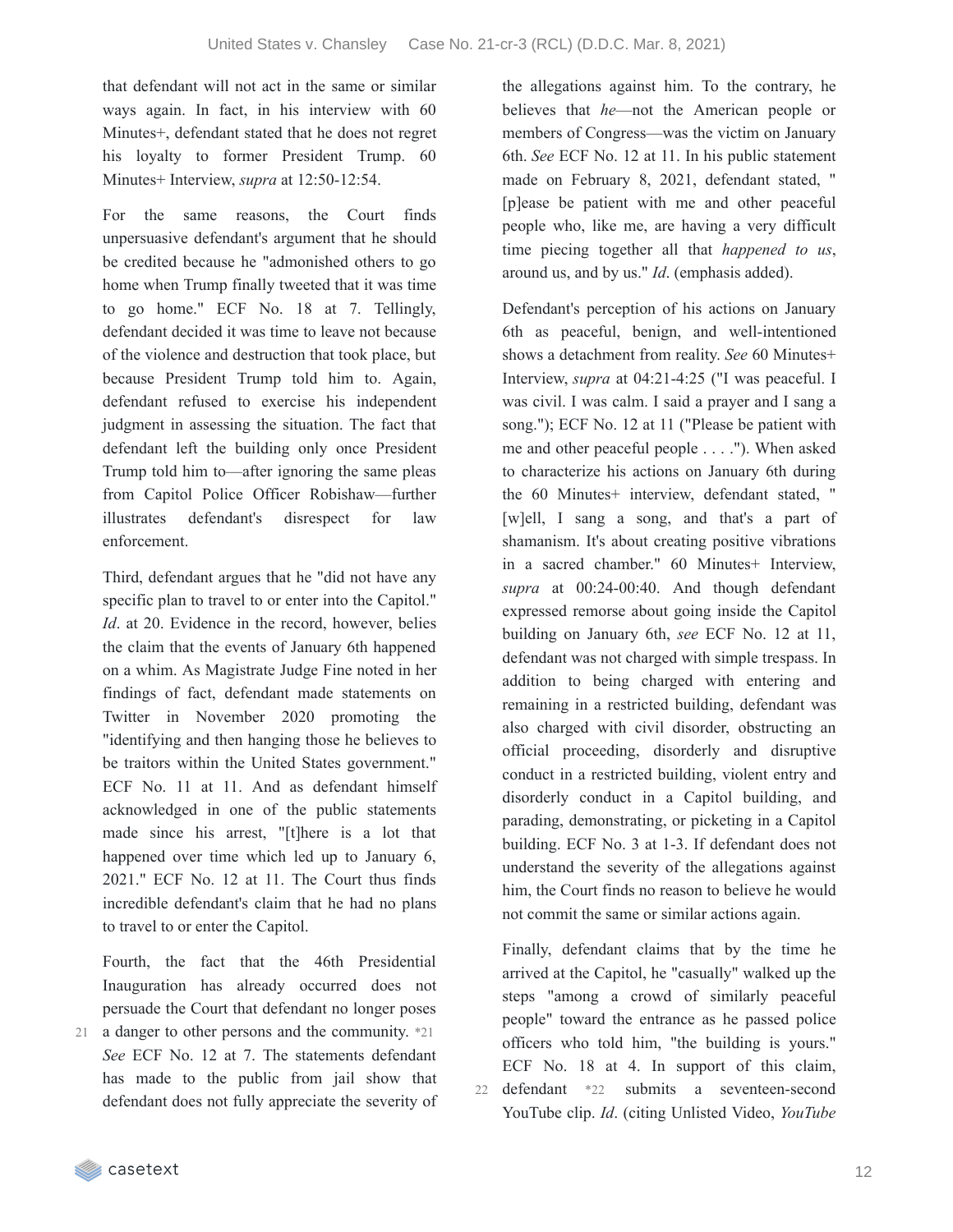that defendant will not act in the same or similar ways again. In fact, in his interview with 60 Minutes+, defendant stated that he does not regret his loyalty to former President Trump. 60 Minutes+ Interview, *supra* at 12:50-12:54.

For the same reasons, the Court finds unpersuasive defendant's argument that he should be credited because he "admonished others to go home when Trump finally tweeted that it was time to go home." ECF No. 18 at 7. Tellingly, defendant decided it was time to leave not because of the violence and destruction that took place, but because President Trump told him to. Again, defendant refused to exercise his independent judgment in assessing the situation. The fact that defendant left the building only once President Trump told him to—after ignoring the same pleas from Capitol Police Officer Robishaw—further illustrates defendant's disrespect for law enforcement.

Third, defendant argues that he "did not have any specific plan to travel to or enter into the Capitol." *Id*. at 20. Evidence in the record, however, belies the claim that the events of January 6th happened on a whim. As Magistrate Judge Fine noted in her findings of fact, defendant made statements on Twitter in November 2020 promoting the "identifying and then hanging those he believes to be traitors within the United States government." ECF No. 11 at 11. And as defendant himself acknowledged in one of the public statements made since his arrest, "[t]here is a lot that happened over time which led up to January 6, 2021." ECF No. 12 at 11. The Court thus finds incredible defendant's claim that he had no plans to travel to or enter the Capitol.

Fourth, the fact that the 46th Presidential Inauguration has already occurred does not persuade the Court that defendant no longer poses a danger to other persons and the community. *21 *See* ECF No. 12 at 7. The statements defendant has made to the public from jail show that defendant does not fully appreciate the severity of the allegations against him. To the contrary, he believes that *he*—not the American people or members of Congress—was the victim on January 6th. *See* ECF No. 12 at 11. In his public statement made on February 8, 2021, defendant stated, "[p]ease be patient with me and other peaceful people who, like me, are having a very difficult time piecing together all that *happened to us*, around us, and by us." *Id*. (emphasis added).

Defendant's perception of his actions on January 6th as peaceful, benign, and well-intentioned shows a detachment from reality. *See* 60 Minutes+ Interview, *supra* at 04:21-4:25 ("I was peaceful. I was civil. I was calm. I said a prayer and I sang a song."); ECF No. 12 at 11 ("Please be patient with me and other peaceful people . . . ."). When asked to characterize his actions on January 6th during the 60 Minutes+ interview, defendant stated, "[w]ell, I sang a song, and that's a part of shamanism. It's about creating positive vibrations in a sacred chamber." 60 Minutes+ Interview, *supra* at 00:24-00:40. And though defendant expressed remorse about going inside the Capitol building on January 6th, *see* ECF No. 12 at 11, defendant was not charged with simple trespass. In addition to being charged with entering and remaining in a restricted building, defendant was also charged with civil disorder, obstructing an official proceeding, disorderly and disruptive conduct in a restricted building, violent entry and disorderly conduct in a Capitol building, and parading, demonstrating, or picketing in a Capitol building. ECF No. 3 at 1-3. If defendant does not understand the severity of the allegations against him, the Court finds no reason to believe he would not commit the same or similar actions again.

Finally, defendant claims that by the time he arrived at the Capitol, he "casually" walked up the steps "among a crowd of similarly peaceful people" toward the entrance as he passed police officers who told him, "the building is yours." ECF No. 18 at 4. In support of this claim, defendant *22 submits a seventeen-second YouTube clip. *Id*. (citing Unlisted Video, *YouTube*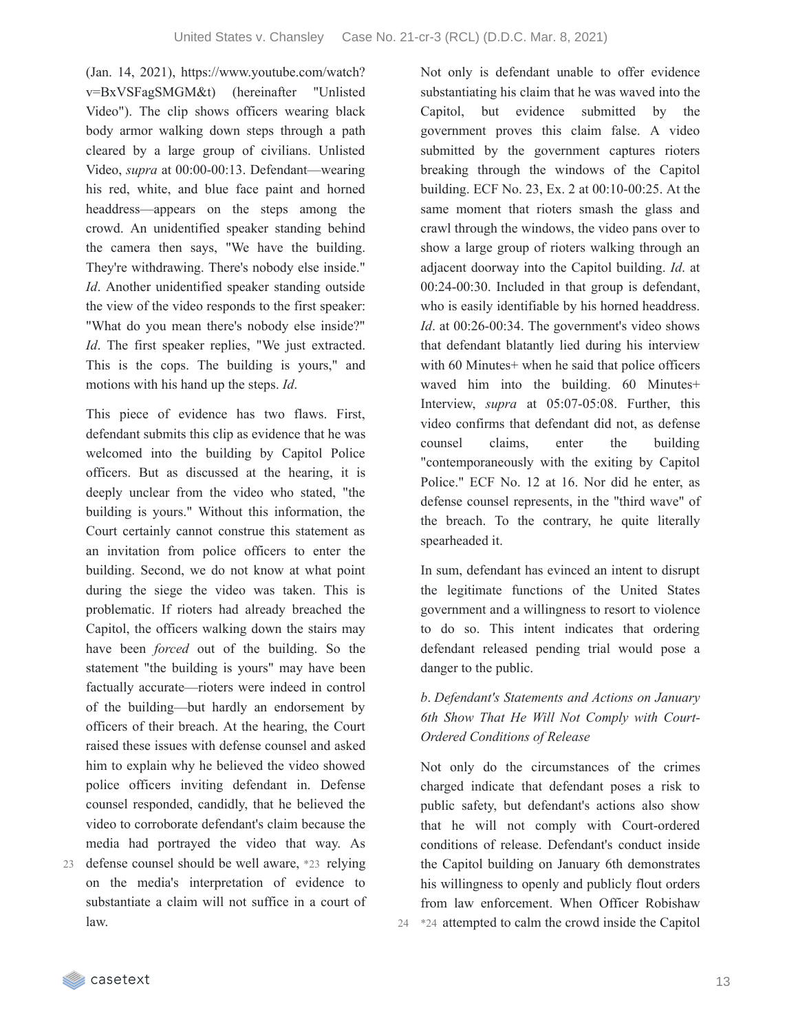(Jan. 14, 2021), https://www.youtube.com/watch?v=BxVSFagSMGM&t) (hereinafter "Unlisted Video"). The clip shows officers wearing black body armor walking down steps through a path cleared by a large group of civilians. Unlisted Video, *supra* at 00:00-00:13. Defendant—wearing his red, white, and blue face paint and horned headdress—appears on the steps among the crowd. An unidentified speaker standing behind the camera then says, "We have the building. They're withdrawing. There's nobody else inside." *Id*. Another unidentified speaker standing outside the view of the video responds to the first speaker: "What do you mean there's nobody else inside?" *Id*. The first speaker replies, "We just extracted. This is the cops. The building is yours," and motions with his hand up the steps. *Id*.

This piece of evidence has two flaws. First, defendant submits this clip as evidence that he was welcomed into the building by Capitol Police officers. But as discussed at the hearing, it is deeply unclear from the video who stated, "the building is yours." Without this information, the Court certainly cannot construe this statement as an invitation from police officers to enter the building. Second, we do not know at what point during the siege the video was taken. This is problematic. If rioters had already breached the Capitol, the officers walking down the stairs may have been *forced* out of the building. So the statement "the building is yours" may have been factually accurate—rioters were indeed in control of the building—but hardly an endorsement by officers of their breach. At the hearing, the Court raised these issues with defense counsel and asked him to explain why he believed the video showed police officers inviting defendant in. Defense counsel responded, candidly, that he believed the video to corroborate defendant's claim because the media had portrayed the video that way. As defense counsel should be well aware, *23 relying on the media's interpretation of evidence to substantiate a claim will not suffice in a court of law.

Not only is defendant unable to offer evidence substantiating his claim that he was waved into the Capitol, but evidence submitted by the government proves this claim false. A video submitted by the government captures rioters breaking through the windows of the Capitol building. ECF No. 23, Ex. 2 at 00:10-00:25. At the same moment that rioters smash the glass and crawl through the windows, the video pans over to show a large group of rioters walking through an adjacent doorway into the Capitol building. *Id*. at 00:24-00:30. Included in that group is defendant, who is easily identifiable by his horned headdress. *Id*. at 00:26-00:34. The government's video shows that defendant blatantly lied during his interview with 60 Minutes+ when he said that police officers waved him into the building. 60 Minutes+ Interview, *supra* at 05:07-05:08. Further, this video confirms that defendant did not, as defense counsel claims, enter the building "contemporaneously with the exiting by Capitol Police." ECF No. 12 at 16. Nor did he enter, as defense counsel represents, in the "third wave" of the breach. To the contrary, he quite literally spearheaded it.

In sum, defendant has evinced an intent to disrupt the legitimate functions of the United States government and a willingness to resort to violence to do so. This intent indicates that ordering defendant released pending trial would pose a danger to the public.

*b. Defendant's Statements and Actions on January 6th Show That He Will Not Comply with Court-Ordered Conditions of Release*

Not only do the circumstances of the crimes charged indicate that defendant poses a risk to public safety, but defendant's actions also show that he will not comply with Court-ordered conditions of release. Defendant's conduct inside the Capitol building on January 6th demonstrates his willingness to openly and publicly flout orders from law enforcement. When Officer Robishaw *24 attempted to calm the crowd inside the Capitol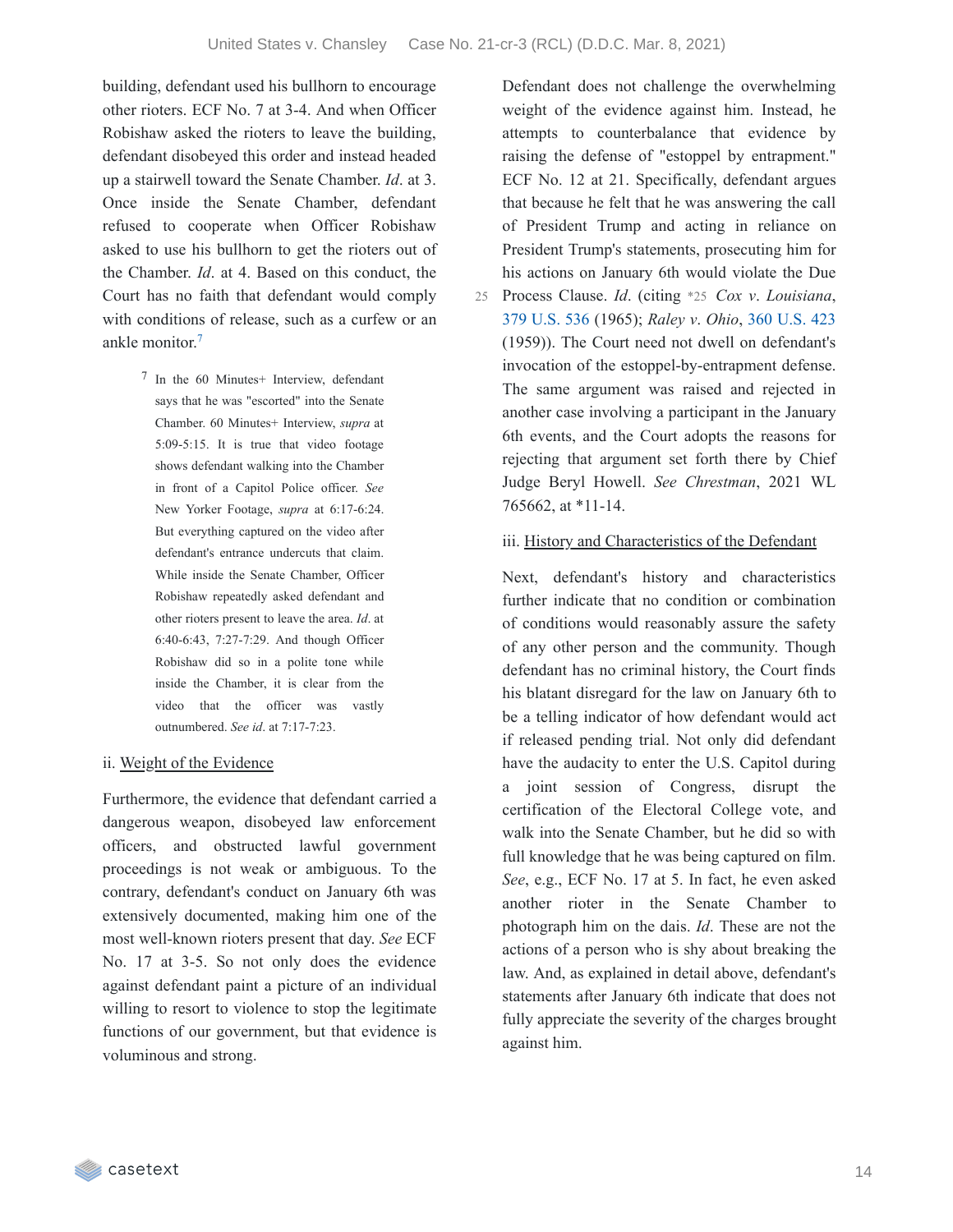building, defendant used his bullhorn to encourage other rioters. ECF No. 7 at 3-4. And when Officer Robishaw asked the rioters to leave the building, defendant disobeyed this order and instead headed up a stairwell toward the Senate Chamber. *Id*. at 3. Once inside the Senate Chamber, defendant refused to cooperate when Officer Robishaw asked to use his bullhorn to get the rioters out of the Chamber. *Id*. at 4. Based on this conduct, the Court has no faith that defendant would comply with conditions of release, such as a curfew or an ankle monitor.[7]

> [7] In the 60 Minutes+ Interview, defendant says that he was "escorted" into the Senate Chamber. 60 Minutes+ Interview, *supra* at 5:09-5:15. It is true that video footage shows defendant walking into the Chamber in front of a Capitol Police officer. *See* New Yorker Footage, *supra* at 6:17-6:24. But everything captured on the video after defendant's entrance undercuts that claim. While inside the Senate Chamber, Officer Robishaw repeatedly asked defendant and other rioters present to leave the area. *Id*. at 6:40-6:43, 7:27-7:29. And though Officer Robishaw did so in a polite tone while inside the Chamber, it is clear from the video that the officer was vastly outnumbered. *See id*. at 7:17-7:23.

ii. <u>Weight of the Evidence</u>

Furthermore, the evidence that defendant carried a dangerous weapon, disobeyed law enforcement officers, and obstructed lawful government proceedings is not weak or ambiguous. To the contrary, defendant's conduct on January 6th was extensively documented, making him one of the most well-known rioters present that day. *See* ECF No. 17 at 3-5. So not only does the evidence against defendant paint a picture of an individual willing to resort to violence to stop the legitimate functions of our government, but that evidence is voluminous and strong.

Defendant does not challenge the overwhelming weight of the evidence against him. Instead, he attempts to counterbalance that evidence by raising the defense of "estoppel by entrapment." ECF No. 12 at 21. Specifically, defendant argues that because he felt that he was answering the call of President Trump and acting in reliance on President Trump's statements, prosecuting him for his actions on January 6th would violate the Due Process Clause. *Id*. (citing *25 *Cox v. Louisiana*, 379 U.S. 536 (1965); *Raley v. Ohio*, 360 U.S. 423 (1959)). The Court need not dwell on defendant's invocation of the estoppel-by-entrapment defense. The same argument was raised and rejected in another case involving a participant in the January 6th events, and the Court adopts the reasons for rejecting that argument set forth there by Chief Judge Beryl Howell. *See Chrestman*, 2021 WL 765662, at *11-14.

iii. <u>History and Characteristics of the Defendant</u>

Next, defendant's history and characteristics further indicate that no condition or combination of conditions would reasonably assure the safety of any other person and the community. Though defendant has no criminal history, the Court finds his blatant disregard for the law on January 6th to be a telling indicator of how defendant would act if released pending trial. Not only did defendant have the audacity to enter the U.S. Capitol during a joint session of Congress, disrupt the certification of the Electoral College vote, and walk into the Senate Chamber, but he did so with full knowledge that he was being captured on film. *See*, e.g., ECF No. 17 at 5. In fact, he even asked another rioter in the Senate Chamber to photograph him on the dais. *Id*. These are not the actions of a person who is shy about breaking the law. And, as explained in detail above, defendant's statements after January 6th indicate that does not fully appreciate the severity of the charges brought against him.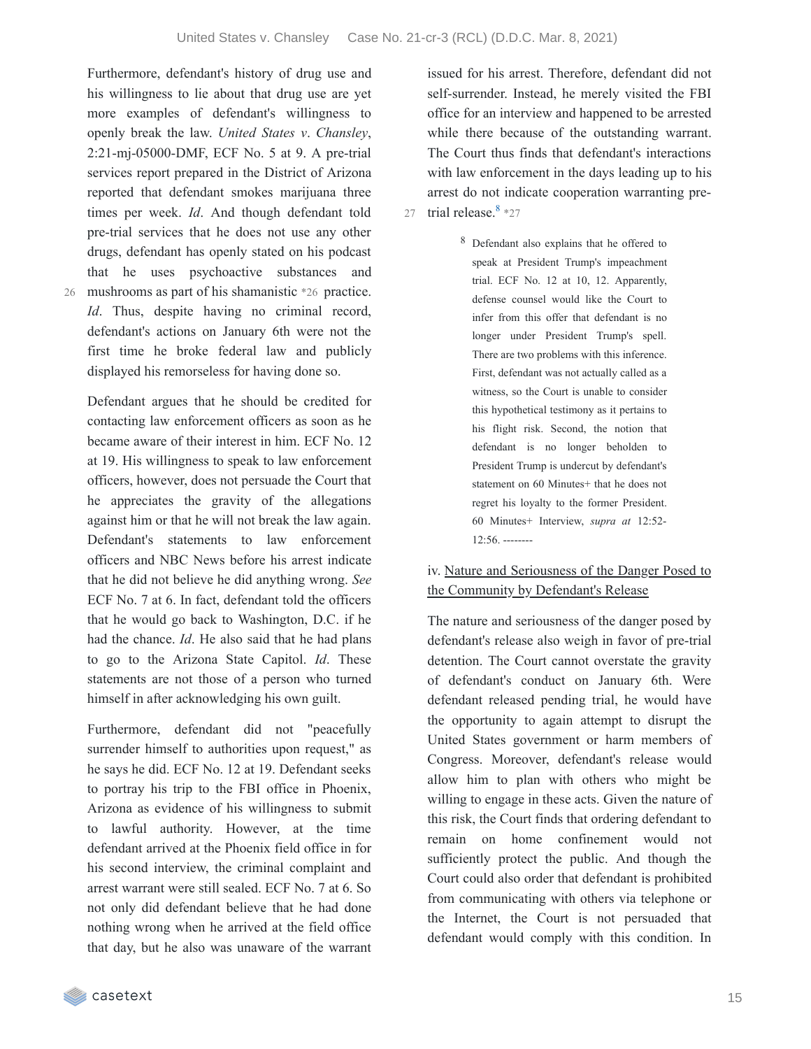Furthermore, defendant's history of drug use and his willingness to lie about that drug use are yet more examples of defendant's willingness to openly break the law. *United States v. Chansley*, 2:21-mj-05000-DMF, ECF No. 5 at 9. A pre-trial services report prepared in the District of Arizona reported that defendant smokes marijuana three times per week. *Id*. And though defendant told pre-trial services that he does not use any other drugs, defendant has openly stated on his podcast that he uses psychoactive substances and mushrooms as part of his shamanistic *26 practice. *Id*. Thus, despite having no criminal record, defendant's actions on January 6th were not the first time he broke federal law and publicly displayed his remorseless for having done so.

Defendant argues that he should be credited for contacting law enforcement officers as soon as he became aware of their interest in him. ECF No. 12 at 19. His willingness to speak to law enforcement officers, however, does not persuade the Court that he appreciates the gravity of the allegations against him or that he will not break the law again. Defendant's statements to law enforcement officers and NBC News before his arrest indicate that he did not believe he did anything wrong. *See* ECF No. 7 at 6. In fact, defendant told the officers that he would go back to Washington, D.C. if he had the chance. *Id*. He also said that he had plans to go to the Arizona State Capitol. *Id*. These statements are not those of a person who turned himself in after acknowledging his own guilt.

Furthermore, defendant did not "peacefully surrender himself to authorities upon request," as he says he did. ECF No. 12 at 19. Defendant seeks to portray his trip to the FBI office in Phoenix, Arizona as evidence of his willingness to submit to lawful authority. However, at the time defendant arrived at the Phoenix field office in for his second interview, the criminal complaint and arrest warrant were still sealed. ECF No. 7 at 6. So not only did defendant believe that he had done nothing wrong when he arrived at the field office that day, but he also was unaware of the warrant issued for his arrest. Therefore, defendant did not self-surrender. Instead, he merely visited the FBI office for an interview and happened to be arrested while there because of the outstanding warrant. The Court thus finds that defendant's interactions with law enforcement in the days leading up to his arrest do not indicate cooperation warranting pre-trial release.[8] *27

[8] Defendant also explains that he offered to speak at President Trump's impeachment trial. ECF No. 12 at 10, 12. Apparently, defense counsel would like the Court to infer from this offer that defendant is no longer under President Trump's spell. There are two problems with this inference. First, defendant was not actually called as a witness, so the Court is unable to consider this hypothetical testimony as it pertains to his flight risk. Second, the notion that defendant is no longer beholden to President Trump is undercut by defendant's statement on 60 Minutes+ that he does not regret his loyalty to the former President. 60 Minutes+ Interview, *supra at* 12:52-12:56. --------

iv. Nature and Seriousness of the Danger Posed to the Community by Defendant's Release

The nature and seriousness of the danger posed by defendant's release also weigh in favor of pre-trial detention. The Court cannot overstate the gravity of defendant's conduct on January 6th. Were defendant released pending trial, he would have the opportunity to again attempt to disrupt the United States government or harm members of Congress. Moreover, defendant's release would allow him to plan with others who might be willing to engage in these acts. Given the nature of this risk, the Court finds that ordering defendant to remain on home confinement would not sufficiently protect the public. And though the Court could also order that defendant is prohibited from communicating with others via telephone or the Internet, the Court is not persuaded that defendant would comply with this condition. In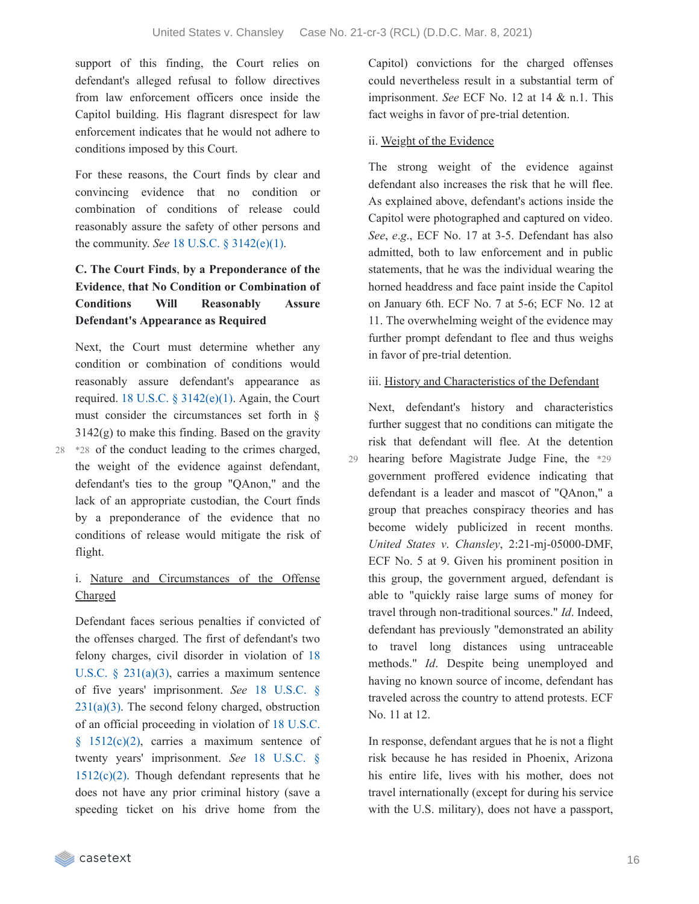support of this finding, the Court relies on defendant's alleged refusal to follow directives from law enforcement officers once inside the Capitol building. His flagrant disrespect for law enforcement indicates that he would not adhere to conditions imposed by this Court.

For these reasons, the Court finds by clear and convincing evidence that no condition or combination of conditions of release could reasonably assure the safety of other persons and the community. *See* 18 U.S.C. § 3142(e)(1).

**C. The Court Finds, by a Preponderance of the Evidence, that No Condition or Combination of Conditions Will Reasonably Assure Defendant's Appearance as Required**

Next, the Court must determine whether any condition or combination of conditions would reasonably assure defendant's appearance as required. 18 U.S.C. § 3142(e)(1). Again, the Court must consider the circumstances set forth in § 3142(g) to make this finding. Based on the gravity *28 of the conduct leading to the crimes charged, the weight of the evidence against defendant, defendant's ties to the group "QAnon," and the lack of an appropriate custodian, the Court finds by a preponderance of the evidence that no conditions of release would mitigate the risk of flight.

i. <u>Nature and Circumstances of the Offense Charged</u>

Defendant faces serious penalties if convicted of the offenses charged. The first of defendant's two felony charges, civil disorder in violation of 18 U.S.C. § 231(a)(3), carries a maximum sentence of five years' imprisonment. *See* 18 U.S.C. § 231(a)(3). The second felony charged, obstruction of an official proceeding in violation of 18 U.S.C. § 1512(c)(2), carries a maximum sentence of twenty years' imprisonment. *See* 18 U.S.C. § 1512(c)(2). Though defendant represents that he does not have any prior criminal history (save a speeding ticket on his drive home from the Capitol) convictions for the charged offenses could nevertheless result in a substantial term of imprisonment. *See* ECF No. 12 at 14 & n.1. This fact weighs in favor of pre-trial detention.

ii. <u>Weight of the Evidence</u>

The strong weight of the evidence against defendant also increases the risk that he will flee. As explained above, defendant's actions inside the Capitol were photographed and captured on video. *See, e.g.*, ECF No. 17 at 3-5. Defendant has also admitted, both to law enforcement and in public statements, that he was the individual wearing the horned headdress and face paint inside the Capitol on January 6th. ECF No. 7 at 5-6; ECF No. 12 at 11. The overwhelming weight of the evidence may further prompt defendant to flee and thus weighs in favor of pre-trial detention.

iii. <u>History and Characteristics of the Defendant</u>

Next, defendant's history and characteristics further suggest that no conditions can mitigate the risk that defendant will flee. At the detention hearing before Magistrate Judge Fine, the *29 government proffered evidence indicating that defendant is a leader and mascot of "QAnon," a group that preaches conspiracy theories and has become widely publicized in recent months. *United States v. Chansley*, 2:21-mj-05000-DMF, ECF No. 5 at 9. Given his prominent position in this group, the government argued, defendant is able to "quickly raise large sums of money for travel through non-traditional sources." *Id*. Indeed, defendant has previously "demonstrated an ability to travel long distances using untraceable methods." *Id*. Despite being unemployed and having no known source of income, defendant has traveled across the country to attend protests. ECF No. 11 at 12.

In response, defendant argues that he is not a flight risk because he has resided in Phoenix, Arizona his entire life, lives with his mother, does not travel internationally (except for during his service with the U.S. military), does not have a passport,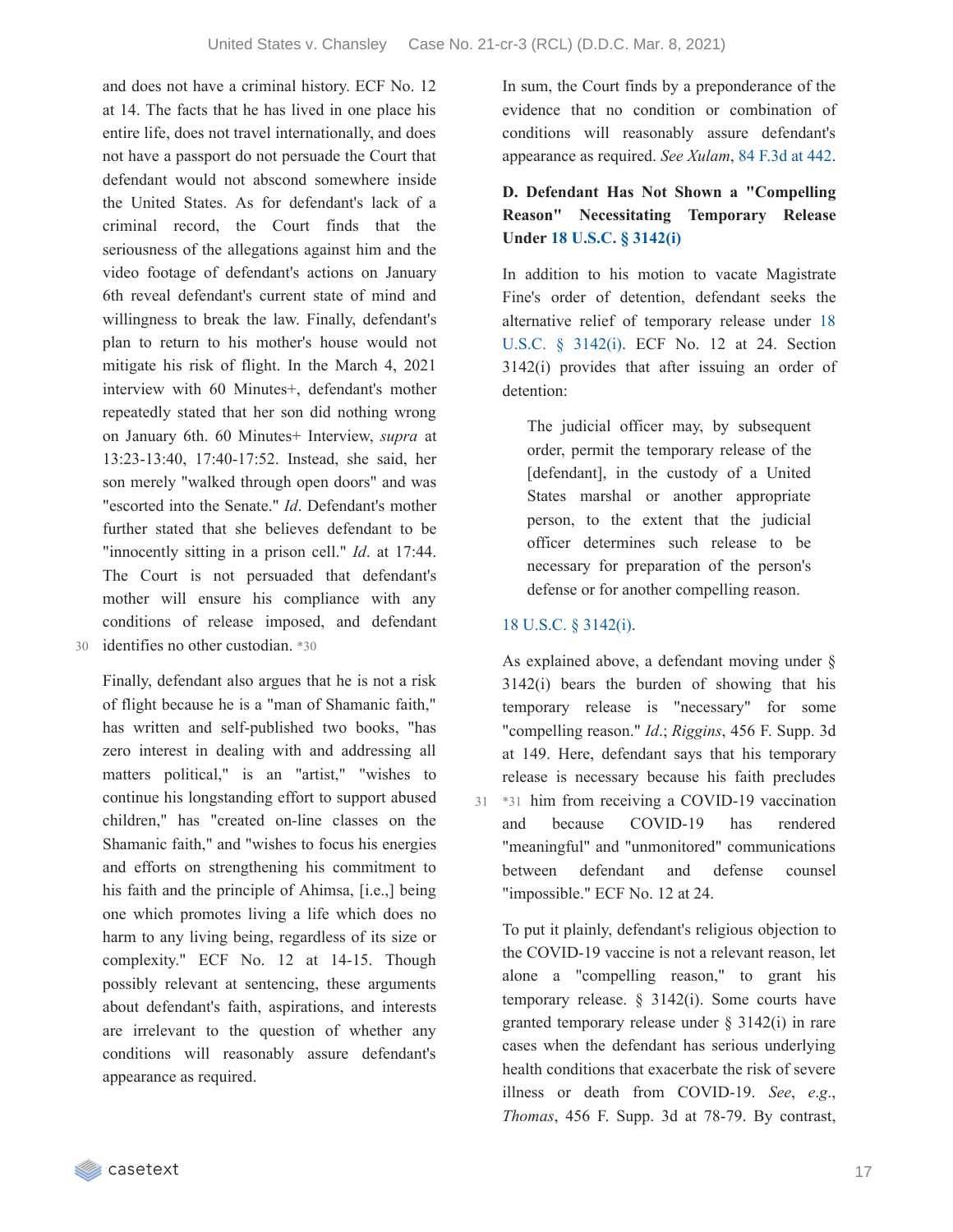and does not have a criminal history. ECF No. 12 at 14. The facts that he has lived in one place his entire life, does not travel internationally, and does not have a passport do not persuade the Court that defendant would not abscond somewhere inside the United States. As for defendant's lack of a criminal record, the Court finds that the seriousness of the allegations against him and the video footage of defendant's actions on January 6th reveal defendant's current state of mind and willingness to break the law. Finally, defendant's plan to return to his mother's house would not mitigate his risk of flight. In the March 4, 2021 interview with 60 Minutes+, defendant's mother repeatedly stated that her son did nothing wrong on January 6th. 60 Minutes+ Interview, *supra* at 13:23-13:40, 17:40-17:52. Instead, she said, her son merely "walked through open doors" and was "escorted into the Senate." *Id*. Defendant's mother further stated that she believes defendant to be "innocently sitting in a prison cell." *Id*. at 17:44. The Court is not persuaded that defendant's mother will ensure his compliance with any conditions of release imposed, and defendant identifies no other custodian. *30

Finally, defendant also argues that he is not a risk of flight because he is a "man of Shamanic faith," has written and self-published two books, "has zero interest in dealing with and addressing all matters political," is an "artist," "wishes to continue his longstanding effort to support abused children," has "created on-line classes on the Shamanic faith," and "wishes to focus his energies and efforts on strengthening his commitment to his faith and the principle of Ahimsa, [i.e.,] being one which promotes living a life which does no harm to any living being, regardless of its size or complexity." ECF No. 12 at 14-15. Though possibly relevant at sentencing, these arguments about defendant's faith, aspirations, and interests are irrelevant to the question of whether any conditions will reasonably assure defendant's appearance as required.

In sum, the Court finds by a preponderance of the evidence that no condition or combination of conditions will reasonably assure defendant's appearance as required. *See Xulam*, 84 F.3d at 442.

**D. Defendant Has Not Shown a "Compelling Reason" Necessitating Temporary Release Under 18 U.S.C. § 3142(i)**

In addition to his motion to vacate Magistrate Fine's order of detention, defendant seeks the alternative relief of temporary release under 18 U.S.C. § 3142(i). ECF No. 12 at 24. Section 3142(i) provides that after issuing an order of detention:

> The judicial officer may, by subsequent order, permit the temporary release of the [defendant], in the custody of a United States marshal or another appropriate person, to the extent that the judicial officer determines such release to be necessary for preparation of the person's defense or for another compelling reason.

18 U.S.C. § 3142(i).

As explained above, a defendant moving under § 3142(i) bears the burden of showing that his temporary release is "necessary" for some "compelling reason." *Id*.; *Riggins*, 456 F. Supp. 3d at 149. Here, defendant says that his temporary release is necessary because his faith precludes *31 him from receiving a COVID-19 vaccination and because COVID-19 has rendered "meaningful" and "unmonitored" communications between defendant and defense counsel "impossible." ECF No. 12 at 24.

To put it plainly, defendant's religious objection to the COVID-19 vaccine is not a relevant reason, let alone a "compelling reason," to grant his temporary release. § 3142(i). Some courts have granted temporary release under § 3142(i) in rare cases when the defendant has serious underlying health conditions that exacerbate the risk of severe illness or death from COVID-19. *See*, *e.g.*, *Thomas*, 456 F. Supp. 3d at 78-79. By contrast,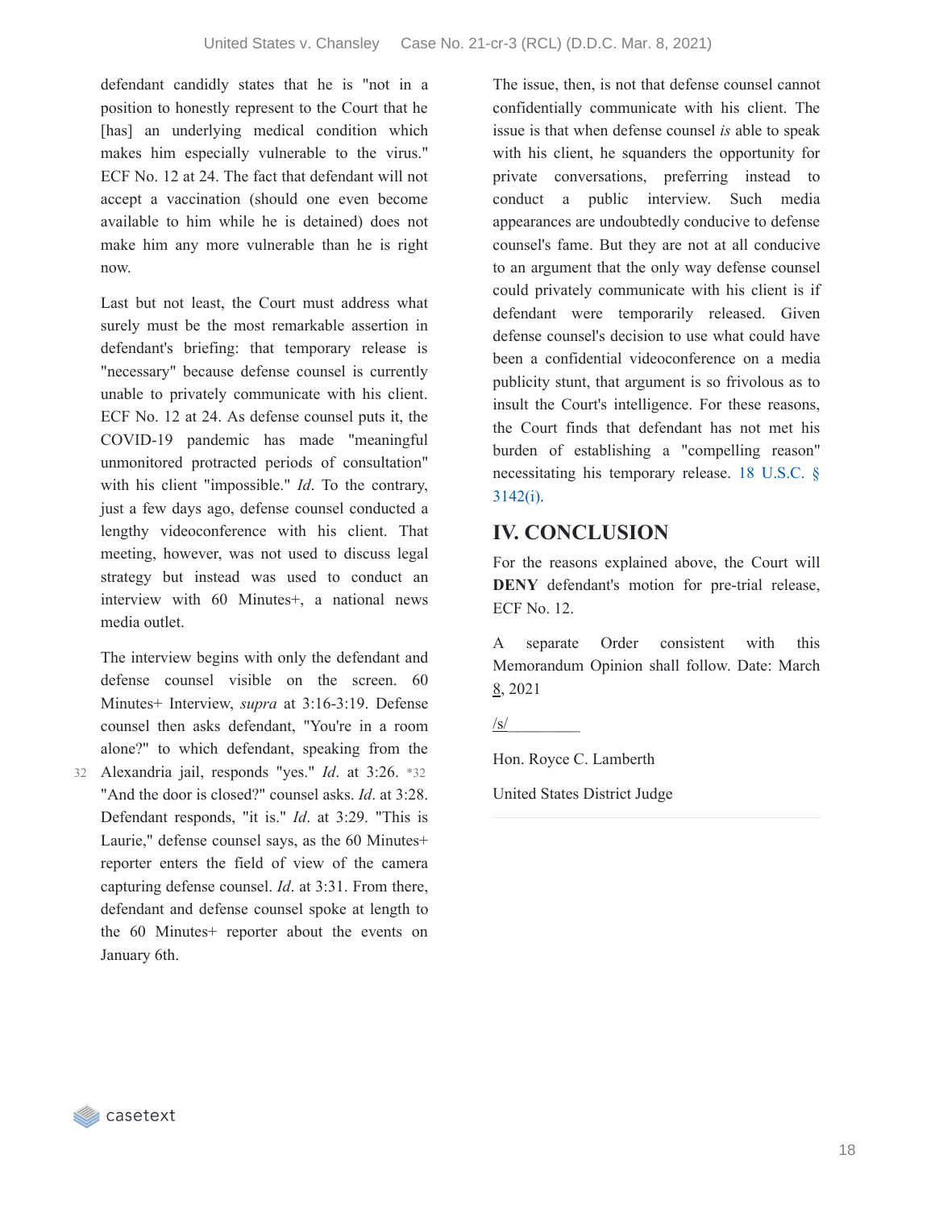defendant candidly states that he is "not in a position to honestly represent to the Court that he [has] an underlying medical condition which makes him especially vulnerable to the virus." ECF No. 12 at 24. The fact that defendant will not accept a vaccination (should one even become available to him while he is detained) does not make him any more vulnerable than he is right now.

Last but not least, the Court must address what surely must be the most remarkable assertion in defendant's briefing: that temporary release is "necessary" because defense counsel is currently unable to privately communicate with his client. ECF No. 12 at 24. As defense counsel puts it, the COVID-19 pandemic has made "meaningful unmonitored protracted periods of consultation" with his client "impossible." *Id*. To the contrary, just a few days ago, defense counsel conducted a lengthy videoconference with his client. That meeting, however, was not used to discuss legal strategy but instead was used to conduct an interview with 60 Minutes+, a national news media outlet.

The interview begins with only the defendant and defense counsel visible on the screen. 60 Minutes+ Interview, *supra* at 3:16-3:19. Defense counsel then asks defendant, "You're in a room alone?" to which defendant, speaking from the Alexandria jail, responds "yes." *Id*. at 3:26. *32 "And the door is closed?" counsel asks. *Id*. at 3:28. Defendant responds, "it is." *Id*. at 3:29. "This is Laurie," defense counsel says, as the 60 Minutes+ reporter enters the field of view of the camera capturing defense counsel. *Id*. at 3:31. From there, defendant and defense counsel spoke at length to the 60 Minutes+ reporter about the events on January 6th.

The issue, then, is not that defense counsel cannot confidentially communicate with his client. The issue is that when defense counsel *is* able to speak with his client, he squanders the opportunity for private conversations, preferring instead to conduct a public interview. Such media appearances are undoubtedly conducive to defense counsel's fame. But they are not at all conducive to an argument that the only way defense counsel could privately communicate with his client is if defendant were temporarily released. Given defense counsel's decision to use what could have been a confidential videoconference on a media publicity stunt, that argument is so frivolous as to insult the Court's intelligence. For these reasons, the Court finds that defendant has not met his burden of establishing a "compelling reason" necessitating his temporary release. 18 U.S.C. § 3142(i).

## IV. CONCLUSION

For the reasons explained above, the Court will **DENY** defendant's motion for pre-trial release, ECF No. 12.

A separate Order consistent with this Memorandum Opinion shall follow. Date: March 8, 2021

/s/\_\_\_\_\_\_\_\_\_\_

Hon. Royce C. Lamberth

United States District Judge